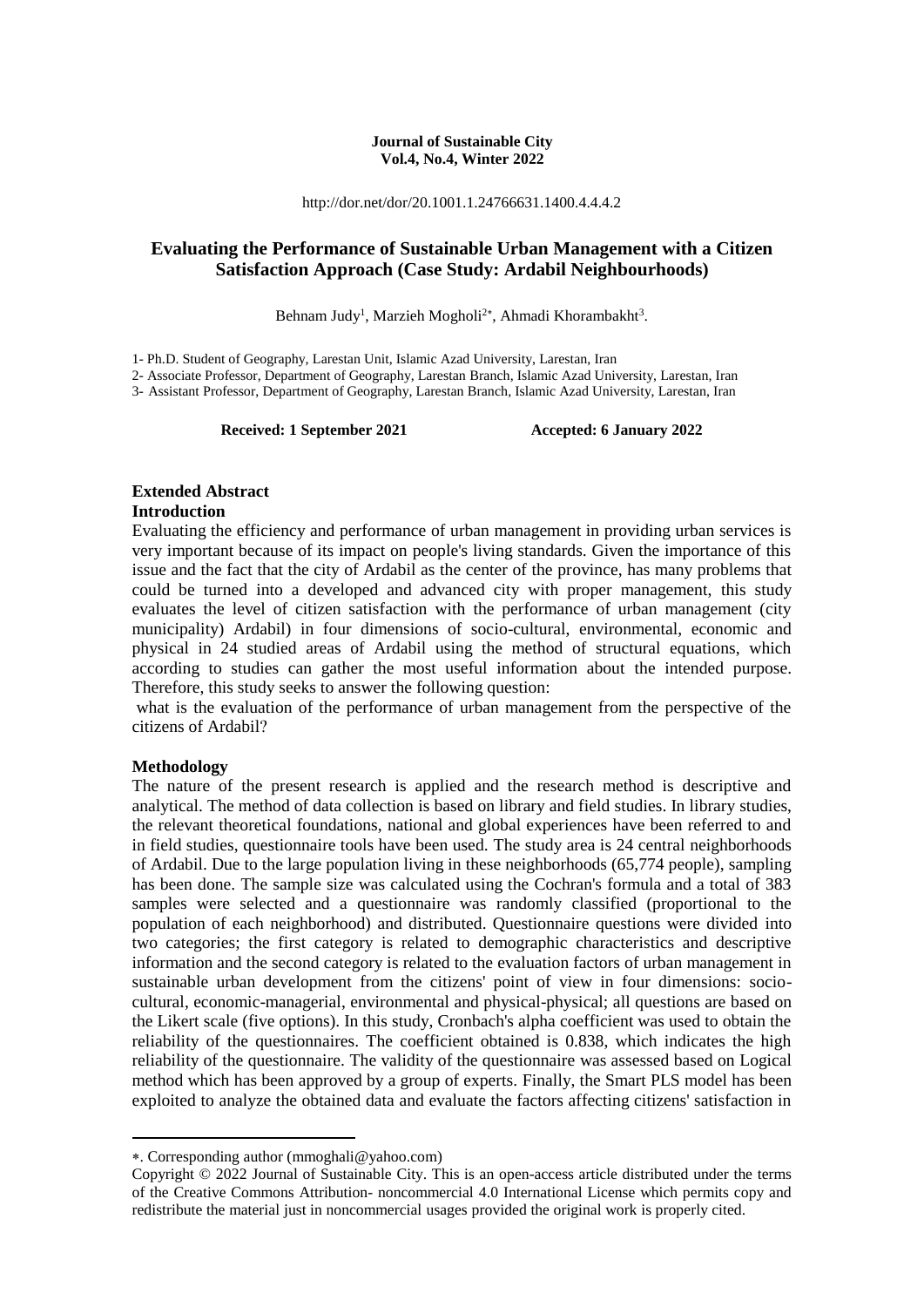**Journal of Sustainable City**
**Vol.4, No.4, Winter 2022**

http://dor.net/dor/20.1001.1.24766631.1400.4.4.4.2

# Evaluating the Performance of Sustainable Urban Management with a Citizen Satisfaction Approach (Case Study: Ardabil Neighbourhoods)

Behnam Judy[1], Marzieh Mogholi[2*], Ahmadi Khorambakht[3].

1- Ph.D. Student of Geography, Larestan Unit, Islamic Azad University, Larestan, Iran

2- Associate Professor, Department of Geography, Larestan Branch, Islamic Azad University, Larestan, Iran

3- Assistant Professor, Department of Geography, Larestan Branch, Islamic Azad University, Larestan, Iran

**Received: 1 September 2021** **Accepted: 6 January 2022**

## Extended Abstract

### Introduction

Evaluating the efficiency and performance of urban management in providing urban services is very important because of its impact on people's living standards. Given the importance of this issue and the fact that the city of Ardabil as the center of the province, has many problems that could be turned into a developed and advanced city with proper management, this study evaluates the level of citizen satisfaction with the performance of urban management (city municipality) Ardabil) in four dimensions of socio-cultural, environmental, economic and physical in 24 studied areas of Ardabil using the method of structural equations, which according to studies can gather the most useful information about the intended purpose. Therefore, this study seeks to answer the following question:

what is the evaluation of the performance of urban management from the perspective of the citizens of Ardabil?

### Methodology

The nature of the present research is applied and the research method is descriptive and analytical. The method of data collection is based on library and field studies. In library studies, the relevant theoretical foundations, national and global experiences have been referred to and in field studies, questionnaire tools have been used. The study area is 24 central neighborhoods of Ardabil. Due to the large population living in these neighborhoods (65,774 people), sampling has been done. The sample size was calculated using the Cochran's formula and a total of 383 samples were selected and a questionnaire was randomly classified (proportional to the population of each neighborhood) and distributed. Questionnaire questions were divided into two categories; the first category is related to demographic characteristics and descriptive information and the second category is related to the evaluation factors of urban management in sustainable urban development from the citizens' point of view in four dimensions: socio-cultural, economic-managerial, environmental and physical-physical; all questions are based on the Likert scale (five options). In this study, Cronbach's alpha coefficient was used to obtain the reliability of the questionnaires. The coefficient obtained is 0.838, which indicates the high reliability of the questionnaire. The validity of the questionnaire was assessed based on Logical method which has been approved by a group of experts. Finally, the Smart PLS model has been exploited to analyze the obtained data and evaluate the factors affecting citizens' satisfaction in

---

*. Corresponding author (mmoghali@yahoo.com)

Copyright © 2022 Journal of Sustainable City. This is an open-access article distributed under the terms of the Creative Commons Attribution- noncommercial 4.0 International License which permits copy and redistribute the material just in noncommercial usages provided the original work is properly cited.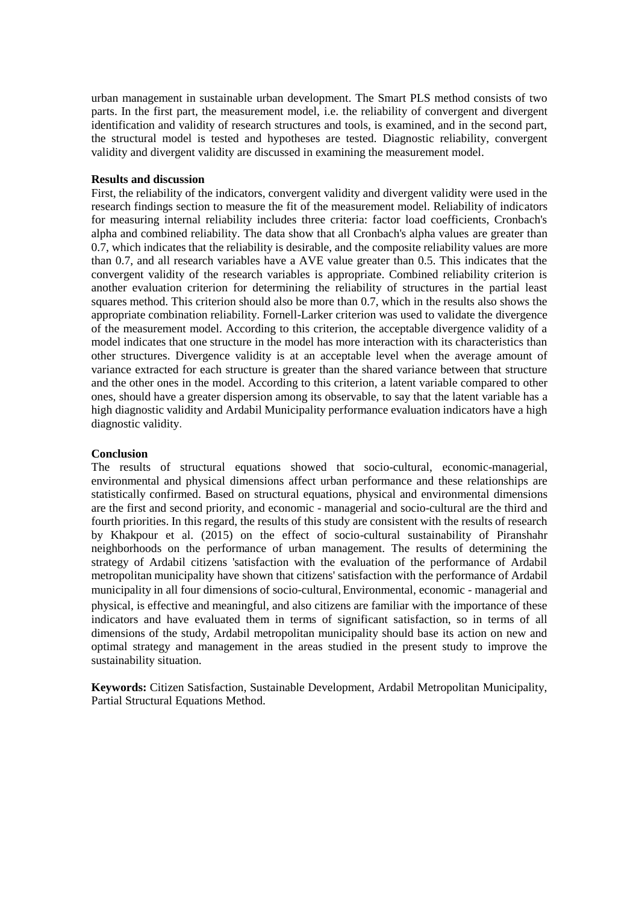urban management in sustainable urban development. The Smart PLS method consists of two parts. In the first part, the measurement model, i.e. the reliability of convergent and divergent identification and validity of research structures and tools, is examined, and in the second part, the structural model is tested and hypotheses are tested. Diagnostic reliability, convergent validity and divergent validity are discussed in examining the measurement model.

**Results and discussion**

First, the reliability of the indicators, convergent validity and divergent validity were used in the research findings section to measure the fit of the measurement model. Reliability of indicators for measuring internal reliability includes three criteria: factor load coefficients, Cronbach's alpha and combined reliability. The data show that all Cronbach's alpha values are greater than 0.7, which indicates that the reliability is desirable, and the composite reliability values are more than 0.7, and all research variables have a AVE value greater than 0.5. This indicates that the convergent validity of the research variables is appropriate. Combined reliability criterion is another evaluation criterion for determining the reliability of structures in the partial least squares method. This criterion should also be more than 0.7, which in the results also shows the appropriate combination reliability. Fornell-Larker criterion was used to validate the divergence of the measurement model. According to this criterion, the acceptable divergence validity of a model indicates that one structure in the model has more interaction with its characteristics than other structures. Divergence validity is at an acceptable level when the average amount of variance extracted for each structure is greater than the shared variance between that structure and the other ones in the model. According to this criterion, a latent variable compared to other ones, should have a greater dispersion among its observable, to say that the latent variable has a high diagnostic validity and Ardabil Municipality performance evaluation indicators have a high diagnostic validity.

**Conclusion**

The results of structural equations showed that socio-cultural, economic-managerial, environmental and physical dimensions affect urban performance and these relationships are statistically confirmed. Based on structural equations, physical and environmental dimensions are the first and second priority, and economic - managerial and socio-cultural are the third and fourth priorities. In this regard, the results of this study are consistent with the results of research by Khakpour et al. (2015) on the effect of socio-cultural sustainability of Piranshahr neighborhoods on the performance of urban management. The results of determining the strategy of Ardabil citizens 'satisfaction with the evaluation of the performance of Ardabil metropolitan municipality have shown that citizens' satisfaction with the performance of Ardabil municipality in all four dimensions of socio-cultural, Environmental, economic - managerial and physical, is effective and meaningful, and also citizens are familiar with the importance of these indicators and have evaluated them in terms of significant satisfaction, so in terms of all dimensions of the study, Ardabil metropolitan municipality should base its action on new and optimal strategy and management in the areas studied in the present study to improve the sustainability situation.

**Keywords:** Citizen Satisfaction, Sustainable Development, Ardabil Metropolitan Municipality, Partial Structural Equations Method.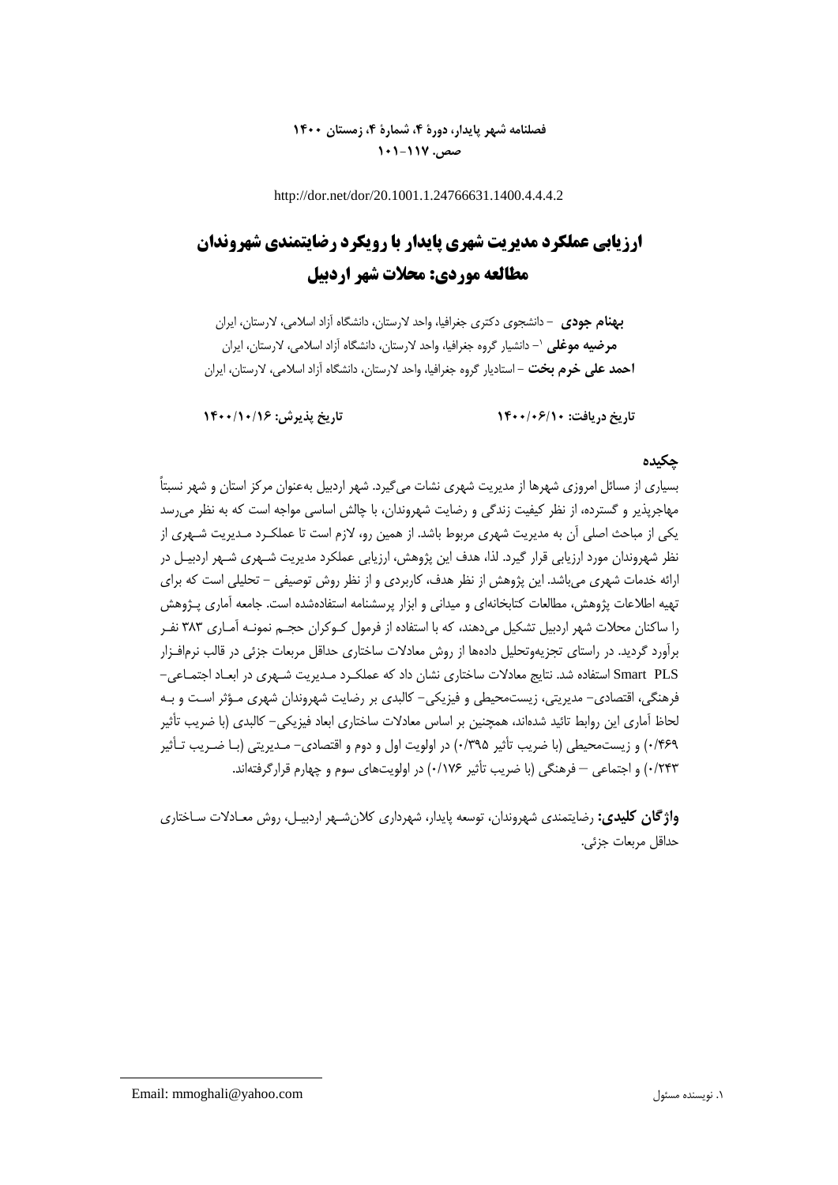فصلنامه شهر پایدار، دورهٔ ۴، شمارهٔ ۴، زمستان ۱۴۰۰

صص. ۱۱۷-۱۰۱

http://dor.net/dor/20.1001.1.24766631.1400.4.4.4.2

# ارزیابی عملکرد مدیریت شهری پایدار با رویکرد رضایتمندی شهروندان مطالعه موردی: محلات شهر اردبیل

**بهنام جودی** - دانشجوی دکتری جغرافیا، واحد لارستان، دانشگاه آزاد اسلامی، لارستان، ایران

**مرضیه موغلی** [۱]- دانشیار گروه جغرافیا، واحد لارستان، دانشگاه آزاد اسلامی، لارستان، ایران

**احمد علی خرم بخت** - استادیار گروه جغرافیا، واحد لارستان، دانشگاه آزاد اسلامی، لارستان، ایران

**تاریخ دریافت: ۱۴۰۰/۰۶/۱۰** **تاریخ پذیرش: ۱۴۰۰/۱۰/۱۶**

## چکیده

بسیاری از مسائل امروزی شهرها از مدیریت شهری نشات می‌گیرد. شهر اردبیل به‌عنوان مرکز استان و شهر نسبتاً مهاجرپذیر و گسترده، از نظر کیفیت زندگی و رضایت شهروندان، با چالش اساسی مواجه است که به نظر می‌رسد یکی از مباحث اصلی آن به مدیریت شهری مربوط باشد. از همین رو، لازم است تا عملکرد مدیریت شهری از نظر شهروندان مورد ارزیابی قرار گیرد. لذا، هدف این پژوهش، ارزیابی عملکرد مدیریت شهری شهر اردبیل در ارائه خدمات شهری می‌باشد. این پژوهش از نظر هدف، کاربردی و از نظر روش توصیفی – تحلیلی است که برای تهیه اطلاعات پژوهش، مطالعات کتابخانه‌ای و میدانی و ابزار پرسشنامه استفاده‌شده است. جامعه آماری پژوهش را ساکنان محلات شهر اردبیل تشکیل می‌دهند، که با استفاده از فرمول کوکران حجم نمونه آماری ۳۸۳ نفر برآورد گردید. در راستای تجزیه‌وتحلیل داده‌ها از روش معادلات ساختاری حداقل مربعات جزئی در قالب نرم‌افزار Smart PLS استفاده شد. نتایج معادلات ساختاری نشان داد که عملکرد مدیریت شهری در ابعاد اجتماعی- فرهنگی، اقتصادی- مدیریتی، زیست‌محیطی و فیزیکی- کالبدی بر رضایت شهروندان شهری مؤثر است و به لحاظ آماری این روابط تائید شده‌اند، همچنین بر اساس معادلات ساختاری ابعاد فیزیکی- کالبدی (با ضریب تأثیر ۰/۴۶۹) و زیست‌محیطی (با ضریب تأثیر ۰/۳۹۵) در اولویت اول و دوم و اقتصادی- مدیریتی (با ضریب تأثیر ۰/۲۴۳) و اجتماعی – فرهنگی (با ضریب تأثیر ۰/۱۷۶) در اولویت‌های سوم و چهارم قرارگرفته‌اند.

**واژگان کلیدی:** رضایتمندی شهروندان، توسعه پایدار، شهرداری کلان‌شهر اردبیل، روش معادلات ساختاری حداقل مربعات جزئی.

---

۱. نویسنده مسئول Email: mmoghali@yahoo.com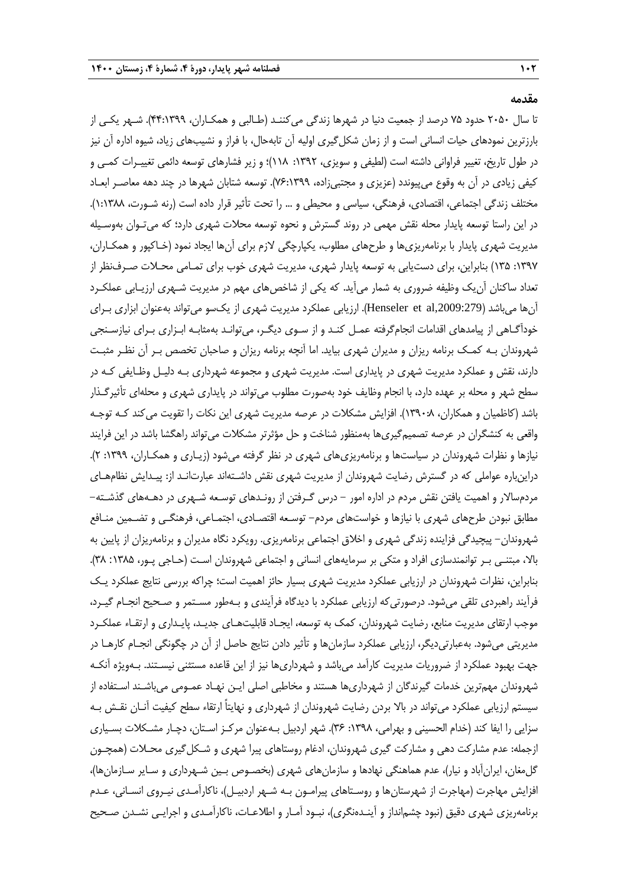## مقدمه

تا سال ۲۰۵۰ حدود ۷۵ درصد از جمعیت دنیا در شهرها زندگی می‌کنند (طالبی و همکاران، ۴۴:۱۳۹۹). شهر یکی از بارزترین نمودهای حیات انسانی است و از زمان شکل‌گیری اولیه آن تابه‌حال، با فراز و نشیب‌های زیاد، شیوه اداره آن نیز در طول تاریخ، تغییر فراوانی داشته است (لطیفی و سویزی، ۱۳۹۲: ۱۱۸)؛ و زیر فشارهای توسعه دائمی تغییرات کمی و کیفی زیادی در آن به وقوع می‌پیوندد (عزیزی و مجتبی‌زاده، ۷۶:۱۳۹۹). توسعه شتابان شهرها در چند دهه معاصر ابعاد مختلف زندگی اجتماعی، اقتصادی، فرهنگی، سیاسی و محیطی و ... را تحت تأثیر قرار داده است (رنه شورت، ۱:۱۳۸۸). در این راستا توسعه پایدار محله نقش مهمی در روند گسترش و نحوه توسعه محلات شهری دارد؛ که می‌توان به‌وسیله مدیریت شهری پایدار با برنامه‌ریزی‌ها و طرح‌های مطلوب، یکپارچگی لازم برای آن‌ها ایجاد نمود (خاکپور و همکاران، ۱۳۹۷: ۱۳۵) بنابراین، برای دست‌یابی به توسعه پایدار شهری، مدیریت شهری خوب برای تمامی محلات صرف‌نظر از تعداد ساکنان آن‌یک وظیفه ضروری به شمار می‌آید. که یکی از شاخص‌های مهم در مدیریت شهری ارزیابی عملکرد آن‌ها می‌باشد (Henseler et al,2009:279). ارزیابی عملکرد مدیریت شهری از یک‌سو می‌تواند به‌عنوان ابزاری برای خودآگاهی از پیامدهای اقدامات انجام‌گرفته عمل کند و از سوی دیگر، می‌تواند به‌مثابه ابزاری برای نیازسنجی شهروندان به کمک برنامه ریزان و مدیران شهری بیاید. اما آنچه برنامه ریزان و صاحبان تخصص بر آن نظر مثبت دارند، نقش و عملکرد مدیریت شهری در پایداری است. مدیریت شهری و مجموعه شهرداری به دلیل وظایفی که در سطح شهر و محله بر عهده دارد، با انجام وظایف خود به‌صورت مطلوب می‌تواند در پایداری شهری و محله‌ای تأثیرگذار باشد (کاظمیان و همکاران، ۱۳۹۰:۸). افزایش مشکلات در عرصه مدیریت شهری این نکات را تقویت می‌کند که توجه واقعی به کنشگران در عرصه تصمیم‌گیری‌ها به‌منظور شناخت و حل مؤثرتر مشکلات می‌تواند راهگشا باشد در این فرایند نیازها و نظرات شهروندان در سیاست‌ها و برنامه‌ریزی‌های شهری در نظر گرفته می‌شود (زیاری و همکاران، ۱۳۹۹: ۲). دراین‌باره عواملی که در گسترش رضایت شهروندان از مدیریت شهری نقش داشته‌اند عبارت‌اند از: پیدایش نظام‌های مردم‌سالار و اهمیت یافتن نقش مردم در اداره امور – درس گرفتن از روندهای توسعه شهری در دهه‌های گذشته– مطابق نبودن طرح‌های شهری با نیازها و خواست‌های مردم– توسعه اقتصادی، اجتماعی، فرهنگی و تضمین منافع شهروندان– پیچیدگی فزاینده زندگی شهری و اخلاق اجتماعی برنامه‌ریزی. رویکرد نگاه مدیران و برنامه‌ریزان از پایین به بالا، مبتنی بر توانمندسازی افراد و متکی بر سرمایه‌های انسانی و اجتماعی شهروندان است (حاجی پور، ۱۳۸۵: ۳۸). بنابراین، نظرات شهروندان در ارزیابی عملکرد مدیریت شهری بسیار حائز اهمیت است؛ چراکه بررسی نتایج عملکرد یک فرآیند راهبردی تلقی می‌شود. درصورتی‌که ارزیابی عملکرد با دیدگاه فرآیندی و به‌طور مستمر و صحیح انجام گیرد، موجب ارتقای مدیریت منابع، رضایت شهروندان، کمک به توسعه، ایجاد قابلیت‌های جدید، پایداری و ارتقاء عملکرد مدیریتی می‌شود. به‌عبارتی‌دیگر، ارزیابی عملکرد سازمان‌ها و تأثیر دادن نتایج حاصل از آن در چگونگی انجام کارها در جهت بهبود عملکرد از ضروریات مدیریت کارآمد می‌باشد و شهرداری‌ها نیز از این قاعده مستثنی نیستند. به‌ویژه آنکه شهروندان مهم‌ترین خدمات گیرندگان از شهرداری‌ها هستند و مخاطبی اصلی این نهاد عمومی می‌باشند استفاده از سیستم ارزیابی عملکرد می‌تواند در بالا بردن رضایت شهروندان از شهرداری و نهایتاً ارتقاء سطح کیفیت آنان نقش به سزایی را ایفا کند (خدام الحسینی و بهرامی، ۱۳۹۸: ۳۶). شهر اردبیل به‌عنوان مرکز استان، دچار مشکلات بسیاری ازجمله: عدم مشارکت دهی و مشارکت گیری شهروندان، ادغام روستاهای پیرا شهری و شکل‌گیری محلات (همچون گل‌مغان، ایران‌آباد و نیار)، عدم هماهنگی نهادها و سازمان‌های شهری (بخصوص بین شهرداری و سایر سازمان‌ها)، افزایش مهاجرت (مهاجرت از شهرستان‌ها و روستاهای پیرامون به شهر اردبیل)، ناکارآمدی نیروی انسانی، عدم برنامه‌ریزی شهری دقیق (نبود چشم‌انداز و آینده‌نگری)، نبود آمار و اطلاعات، ناکارآمدی و اجرایی نشدن صحیح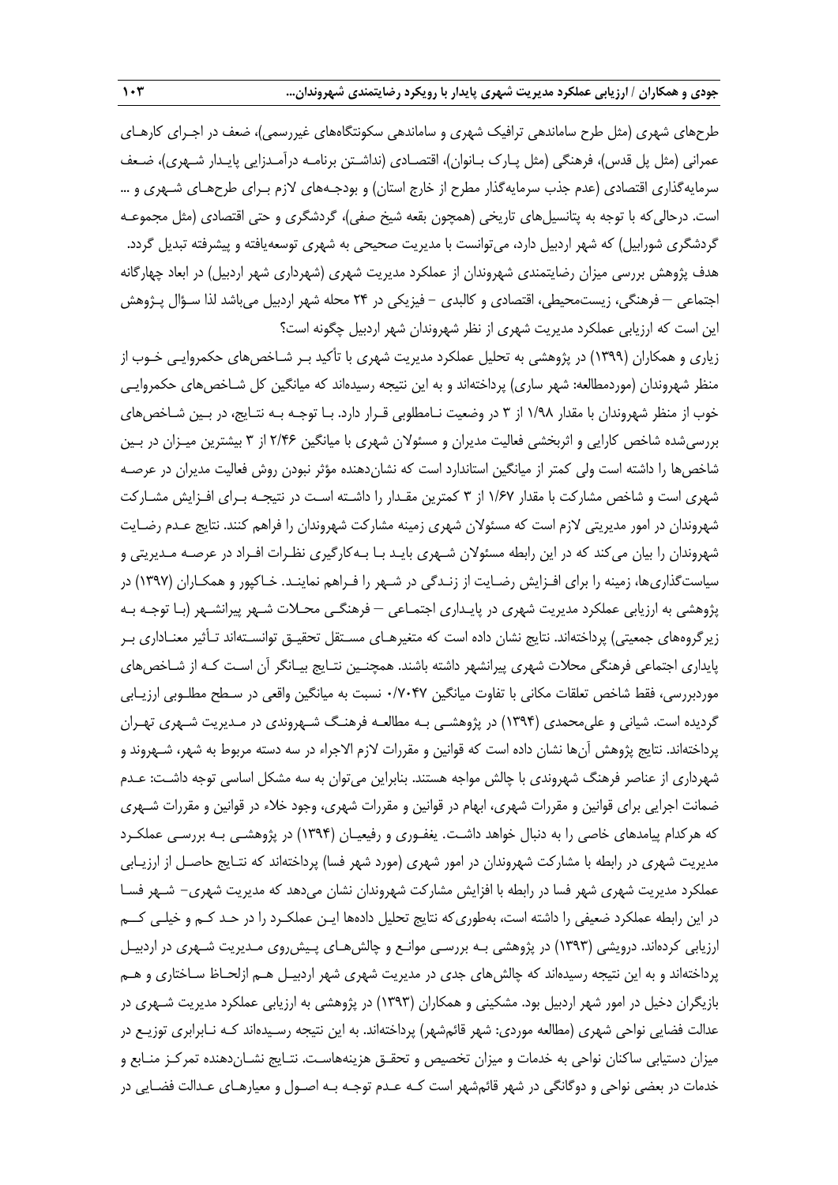طرح‌های شهری (مثل طرح ساماندهی ترافیک شهری و ساماندهی سکونتگاه‌های غیررسمی)، ضعف در اجـرای کارهـای عمرانی (مثل پل قدس)، فرهنگی (مثل پـارک بـانوان)، اقتصـادی (نداشـتن برنامـه درآمـدزایی پایـدار شـهری)، ضـعف سرمایه‌گذاری اقتصادی (عدم جذب سرمایه‌گذار مطرح از خارج استان) و بودجـه‌های لازم بـرای طرح‌هـای شـهری و ... است. درحالی‌که با توجه به پتانسیل‌های تاریخی (همچون بقعه شیخ صفی)، گردشگری و حتی اقتصادی (مثل مجموعـه گردشگری شورابیل) که شهر اردبیل دارد، می‌توانست با مدیریت صحیحی به شهری توسعه‌یافته و پیشرفته تبدیل گردد.

هدف پژوهش بررسی میزان رضایتمندی شهروندان از عملکرد مدیریت شهری (شهرداری شهر اردبیل) در ابعاد چهارگانه اجتماعی – فرهنگی، زیست‌محیطی، اقتصادی و کالبدی – فیزیکی در ۲۴ محله شهر اردبیل می‌باشد لذا سـؤال پـژوهش این است که ارزیابی عملکرد مدیریت شهری از نظر شهروندان شهر اردبیل چگونه است؟

زیاری و همکاران (۱۳۹۹) در پژوهشی به تحلیل عملکرد مدیریت شهری با تأکید بـر شـاخص‌های حکمروایـی خـوب از منظر شهروندان (موردمطالعه: شهر ساری) پرداخته‌اند و به این نتیجه رسیده‌اند که میانگین کل شـاخص‌های حکمروایـی خوب از منظر شهروندان با مقدار ۱/۹۸ از ۳ در وضعیت نـامطلوبی قـرار دارد. بـا توجـه بـه نتـایج، در بـین شـاخص‌های بررسی‌شده شاخص کارایی و اثربخشی فعالیت مدیران و مسئولان شهری با میانگین ۲/۴۶ از ۳ بیشترین میـزان در بـین شاخص‌ها را داشته است ولی کمتر از میانگین استاندارد است که نشان‌دهنده مؤثر نبودن روش فعالیت مدیران در عرصـه شهری است و شاخص مشارکت با مقدار ۱/۶۷ از ۳ کمترین مقـدار را داشـته اسـت در نتیجـه بـرای افـزایش مشـارکت شهروندان در امور مدیریتی لازم است که مسئولان شهری زمینه مشارکت شهروندان را فراهم کنند. نتایج عـدم رضـایت شهروندان را بیان می‌کند که در این رابطه مسئولان شـهری بایـد بـا بـه‌کارگیری نظـرات افـراد در عرصـه مـدیریتی و سیاست‌گذاری‌ها، زمینه را برای افـزایش رضـایت از زنـدگی در شـهر را فـراهم نماینـد. خـاکپور و همکـاران (۱۳۹۷) در پژوهشی به ارزیابی عملکرد مدیریت شهری در پایـداری اجتمـاعی – فرهنگـی محـلات شـهر پیرانشـهر (بـا توجـه بـه زیرگروه‌های جمعیتی) پرداخته‌اند. نتایج نشان داده است که متغیرهـای مسـتقل تحقیـق توانسـته‌اند تـأثیر معنـاداری بـر پایداری اجتماعی فرهنگی محلات شهری پیرانشهر داشته باشند. همچنـین نتـایج بیـانگر آن اسـت کـه از شـاخص‌های موردبررسی، فقط شاخص تعلقات مکانی با تفاوت میانگین ۰/۷۰۴۷ نسبت به میانگین واقعی در سـطح مطلـوبی ارزیـابی گردیده است. شیانی و علی‌محمدی (۱۳۹۴) در پژوهشـی بـه مطالعـه فرهنـگ شـهروندی در مـدیریت شـهری تهـران پرداخته‌اند. نتایج پژوهش آن‌ها نشان داده است که قوانین و مقررات لازم الاجراء در سه دسته مربوط به شهر، شـهروند و شهرداری از عناصر فرهنگ شهروندی با چالش مواجه هستند. بنابراین می‌توان به سه مشکل اساسی توجه داشـت: عـدم ضمانت اجرایی برای قوانین و مقررات شهری، ابهام در قوانین و مقررات شهری، وجود خلاء در قوانین و مقررات شـهری که هرکدام پیامدهای خاصی را به دنبال خواهد داشـت. یغفـوری و رفیعیـان (۱۳۹۴) در پژوهشـی بـه بررسـی عملکـرد مدیریت شهری در رابطه با مشارکت شهروندان در امور شهری (مورد شهر فسا) پرداخته‌اند که نتـایج حاصـل از ارزیـابی عملکرد مدیریت شهری شهر فسا در رابطه با افزایش مشارکت شهروندان نشان می‌دهد که مدیریت شهری– شـهر فسـا در این رابطه عملکرد ضعیفی را داشته است، به‌طوری‌که نتایج تحلیل داده‌ها ایـن عملکـرد را در حـد کـم و خیلـی کـم ارزیابی کرده‌اند. درویشی (۱۳۹۳) در پژوهشی بـه بررسـی موانـع و چالش‌هـای پـیش‌روی مـدیریت شـهری در اردبیـل پرداخته‌اند و به این نتیجه رسیده‌اند که چالش‌های جدی در مدیریت شهری شهر اردبیـل هـم ازلحـاظ سـاختاری و هـم بازیگران دخیل در امور شهر اردبیل بود. مشکینی و همکاران (۱۳۹۳) در پژوهشی به ارزیابی عملکرد مدیریت شـهری در عدالت فضایی نواحی شهری (مطالعه موردی: شهر قائم‌شهر) پرداخته‌اند. به این نتیجه رسـیده‌اند کـه نـابرابری توزیـع در میزان دستیابی ساکنان نواحی به خدمات و میزان تخصیص و تحقـق هزینه‌هاسـت. نتـایج نشـان‌دهنده تمرکـز منـابع و خدمات در بعضی نواحی و دوگانگی در شهر قائم‌شهر است کـه عـدم توجـه بـه اصـول و معیارهـای عـدالت فضـایی در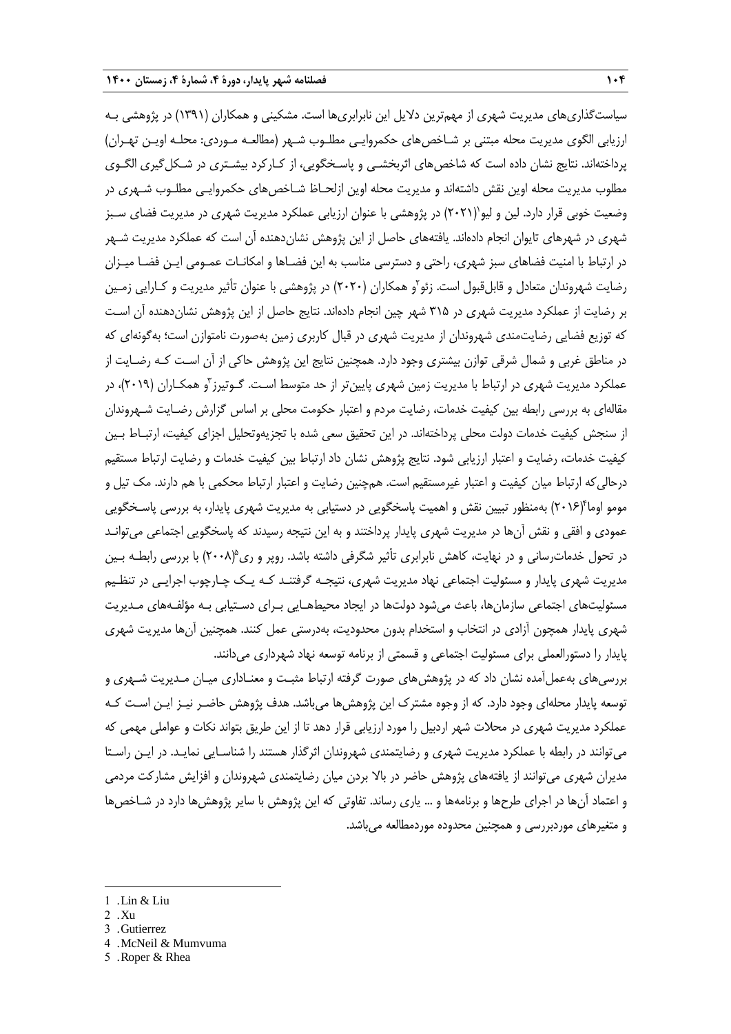سیاست‌گذاری‌های مدیریت شهری از مهم‌ترین دلایل این نابرابری‌ها است. مشکینی و همکاران (۱۳۹۱) در پژوهشی به ارزیابی الگوی مدیریت محله مبتنی بر شاخص‌های حکمروایی مطلوب شهر (مطالعه موردی: محله اوین تهران) پرداخته‌اند. نتایج نشان داده است که شاخص‌های اثربخشی و پاسخگویی، از کارکرد بیشتری در شکل‌گیری الگوی مطلوب مدیریت محله اوین نقش داشته‌اند و مدیریت محله اوین ازلحاظ شاخص‌های حکمروایی مطلوب شهری در وضعیت خوبی قرار دارد. لین و لیو[1](۲۰۲۱) در پژوهشی با عنوان ارزیابی عملکرد مدیریت شهری در مدیریت فضای سبز شهری در شهرهای تایوان انجام داده‌اند. یافته‌های حاصل از این پژوهش نشان‌دهنده آن است که عملکرد مدیریت شهر در ارتباط با امنیت فضاهای سبز شهری، راحتی و دسترسی مناسب به این فضاها و امکانات عمومی این فضا میزان رضایت شهروندان متعادل و قابل‌قبول است. زئو[2]و همکاران (۲۰۲۰) در پژوهشی با عنوان تأثیر مدیریت و کارایی زمین بر رضایت از عملکرد مدیریت شهری در ۳۱۵ شهر چین انجام داده‌اند. نتایج حاصل از این پژوهش نشان‌دهنده آن است که توزیع فضایی رضایت‌مندی شهروندان از مدیریت شهری در قبال کاربری زمین به‌صورت نامتوازن است؛ به‌گونه‌ای که در مناطق غربی و شمال شرقی توازن بیشتری وجود دارد. همچنین نتایج این پژوهش حاکی از آن است که رضایت از عملکرد مدیریت شهری در ارتباط با مدیریت زمین شهری پایین‌تر از حد متوسط است. گوتیرز[3]و همکاران (۲۰۱۹)، در مقاله‌ای به بررسی رابطه بین کیفیت خدمات، رضایت مردم و اعتبار حکومت محلی بر اساس گزارش رضایت شهروندان از سنجش کیفیت خدمات دولت محلی پرداخته‌اند. در این تحقیق سعی شده با تجزیه‌وتحلیل اجزای کیفیت، ارتباط بین کیفیت خدمات، رضایت و اعتبار ارزیابی شود. نتایج پژوهش نشان داد ارتباط بین کیفیت خدمات و رضایت ارتباط مستقیم درحالی‌که ارتباط میان کیفیت و اعتبار غیرمستقیم است. همچنین رضایت و اعتبار ارتباط محکمی با هم دارند. مک نیل و مومو اوما[4](۲۰۱۶) به‌منظور تبیین نقش و اهمیت پاسخگویی در دستیابی به مدیریت شهری پایدار، به بررسی پاسخگویی عمودی و افقی و نقش آن‌ها در مدیریت شهری پایدار پرداختند و به این نتیجه رسیدند که پاسخگویی اجتماعی می‌تواند در تحول خدمات‌رسانی و در نهایت، کاهش نابرابری تأثیر شگرفی داشته باشد. روپر و ری[5](۲۰۰۸) با بررسی رابطه بین مدیریت شهری پایدار و مسئولیت اجتماعی نهاد مدیریت شهری، نتیجه گرفتند که یک چارچوب اجرایی در تنظیم مسئولیت‌های اجتماعی سازمان‌ها، باعث می‌شود دولت‌ها در ایجاد محیط‌هایی برای دستیابی به مؤلفه‌های مدیریت شهری پایدار همچون آزادی در انتخاب و استخدام بدون محدودیت، به‌درستی عمل کنند. همچنین آن‌ها مدیریت شهری پایدار را دستورالعملی برای مسئولیت اجتماعی و قسمتی از برنامه توسعه نهاد شهرداری می‌دانند.

بررسی‌های به‌عمل‌آمده نشان داد که در پژوهش‌های صورت گرفته ارتباط مثبت و معناداری میان مدیریت شهری و توسعه پایدار محله‌ای وجود دارد. که از وجوه مشترک این پژوهش‌ها می‌باشد. هدف پژوهش حاضر نیز این است که عملکرد مدیریت شهری در محلات شهر اردبیل را مورد ارزیابی قرار دهد تا از این طریق بتواند نکات و عواملی مهمی که می‌توانند در رابطه با عملکرد مدیریت شهری و رضایتمندی شهروندان اثرگذار هستند را شناسایی نماید. در این راستا مدیران شهری می‌توانند از یافته‌های پژوهش حاضر در بالا بردن میان رضایتمندی شهروندان و افزایش مشارکت مردمی و اعتماد آن‌ها در اجرای طرح‌ها و برنامه‌ها و ... یاری رساند. تفاوتی که این پژوهش با سایر پژوهش‌ها دارد در شاخص‌ها و متغیرهای موردبررسی و همچنین محدوده موردمطالعه می‌باشد.

---

1. Lin & Liu
2. Xu
3. Gutierrez
4. McNeil & Mumvuma
5. Roper & Rhea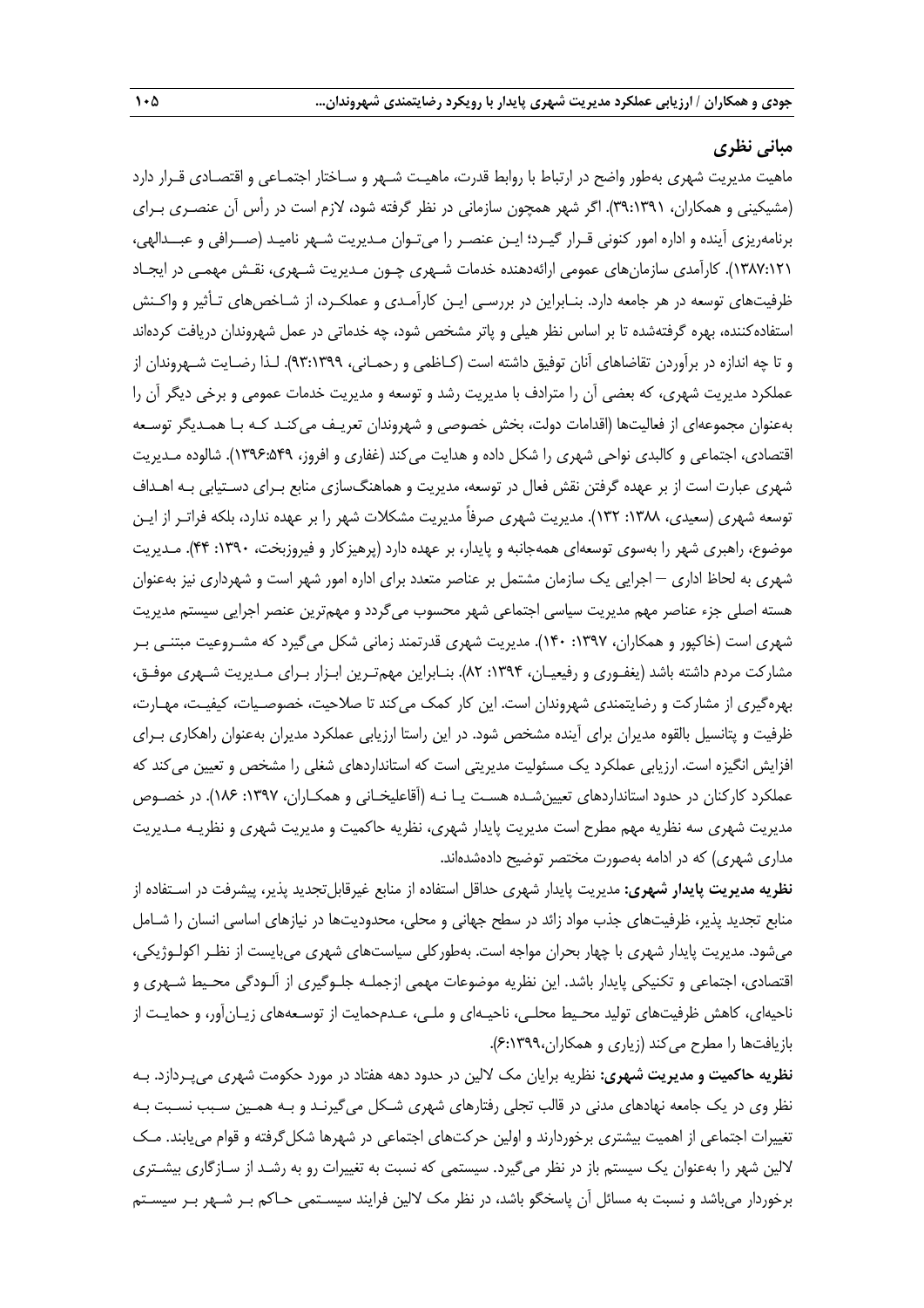## مبانی نظری

ماهیت مدیریت شهری به‌طور واضح در ارتباط با روابط قدرت، ماهیت شهر و ساختار اجتماعی و اقتصادی قرار دارد (مشیکینی و همکاران، ۳۹:۱۳۹۱). اگر شهر همچون سازمانی در نظر گرفته شود، لازم است در رأس آن عنصری برای برنامه‌ریزی آینده و اداره امور کنونی قرار گیرد؛ این عنصر را می‌توان مدیریت شهر نامید (صرافی و عبدالهی، ۱۳۸۷:۱۲۱). کارآمدی سازمان‌های عمومی ارائه‌دهنده خدمات شهری چون مدیریت شهری، نقش مهمی در ایجاد ظرفیت‌های توسعه در هر جامعه دارد. بنابراین در بررسی این کارآمدی و عملکرد، از شاخص‌های تأثیر و واکنش استفاده‌کننده، بهره گرفته‌شده تا بر اساس نظر هیلی و پاتر مشخص شود، چه خدماتی در عمل شهروندان دریافت کرده‌اند و تا چه اندازه در برآوردن تقاضاهای آنان توفیق داشته است (کاظمی و رحمانی، ۹۳:۱۳۹۹). لذا رضایت شهروندان از عملکرد مدیریت شهری، که بعضی آن را مترادف با مدیریت رشد و توسعه و مدیریت خدمات عمومی و برخی دیگر آن را به‌عنوان مجموعه‌ای از فعالیت‌ها (اقدامات دولت، بخش خصوصی و شهروندان تعریف می‌کند که با همدیگر توسعه اقتصادی، اجتماعی و کالبدی نواحی شهری را شکل داده و هدایت می‌کند (غفاری و افروز، ۱۳۹۶:۵۴۹). شالوده مدیریت شهری عبارت است از بر عهده گرفتن نقش فعال در توسعه، مدیریت و هماهنگ‌سازی منابع برای دستیابی به اهداف توسعه شهری (سعیدی، ۱۳۸۸: ۱۳۲). مدیریت شهری صرفاً مدیریت مشکلات شهر را بر عهده ندارد، بلکه فراتر از این موضوع، راهبری شهر را به‌سوی توسعه‌ای همه‌جانبه و پایدار، بر عهده دارد (پرهیزکار و فیروزبخت، ۱۳۹۰: ۴۴). مدیریت شهری به لحاظ اداری – اجرایی یک سازمان مشتمل بر عناصر متعدد برای اداره امور شهر است و شهرداری نیز به‌عنوان هسته اصلی جزء عناصر مهم مدیریت سیاسی اجتماعی شهر محسوب می‌گردد و مهم‌ترین عنصر اجرایی سیستم مدیریت شهری است (خاکپور و همکاران، ۱۳۹۷: ۱۴۰). مدیریت شهری قدرتمند زمانی شکل می‌گیرد که مشروعیت مبتنی بر مشارکت مردم داشته باشد (یغفوری و رفیعیان، ۱۳۹۴: ۸۲). بنابراین مهم‌ترین ابزار برای مدیریت شهری موفق، بهره‌گیری از مشارکت و رضایتمندی شهروندان است. این کار کمک می‌کند تا صلاحیت، خصوصیات، کیفیت، مهارت، ظرفیت و پتانسیل بالقوه مدیران برای آینده مشخص شود. در این راستا ارزیابی عملکرد مدیران به‌عنوان راهکاری برای افزایش انگیزه است. ارزیابی عملکرد یک مسئولیت مدیریتی است که استانداردهای شغلی را مشخص و تعیین می‌کند که عملکرد کارکنان در حدود استانداردهای تعیین‌شده هست یا نه (آقاعلیخانی و همکاران، ۱۳۹۷: ۱۸۶). در خصوص مدیریت شهری سه نظریه مهم مطرح است مدیریت پایدار شهری، نظریه حاکمیت و مدیریت شهری و نظریه مدیریت مداری شهری) که در ادامه به‌صورت مختصر توضیح داده‌شده‌اند.

**نظریه مدیریت پایدار شهری:** مدیریت پایدار شهری حداقل استفاده از منابع غیرقابل‌تجدید پذیر، پیشرفت در استفاده از منابع تجدید پذیر، ظرفیت‌های جذب مواد زائد در سطح جهانی و محلی، محدودیت‌ها در نیازهای اساسی انسان را شامل می‌شود. مدیریت پایدار شهری با چهار بحران مواجه است. به‌طورکلی سیاست‌های شهری می‌بایست از نظر اکولوژیکی، اقتصادی، اجتماعی و تکنیکی پایدار باشد. این نظریه موضوعات مهمی ازجمله جلوگیری از آلودگی محیط شهری و ناحیه‌ای، کاهش ظرفیت‌های تولید محیط محلی، ناحیه‌ای و ملی، عدم‌حمایت از توسعه‌های زیان‌آور، و حمایت از بازیافت‌ها را مطرح می‌کند (زیاری و همکاران،۱۳۹۹:۶).

**نظریه حاکمیت و مدیریت شهری:** نظریه برایان مک لالین در حدود دهه هفتاد در مورد حکومت شهری می‌پردازد. به نظر وی در یک جامعه نهادهای مدنی در قالب تجلی رفتارهای شهری شکل می‌گیرند و به همین سبب نسبت به تغییرات اجتماعی از اهمیت بیشتری برخوردارند و اولین حرکت‌های اجتماعی در شهرها شکل‌گرفته و قوام می‌یابند. مک لالین شهر را به‌عنوان یک سیستم باز در نظر می‌گیرد. سیستمی که نسبت به تغییرات رو به رشد از سازگاری بیشتری برخوردار می‌باشد و نسبت به مسائل آن پاسخگو باشد، در نظر مک لالین فرایند سیستمی حاکم بر شهر بر سیستم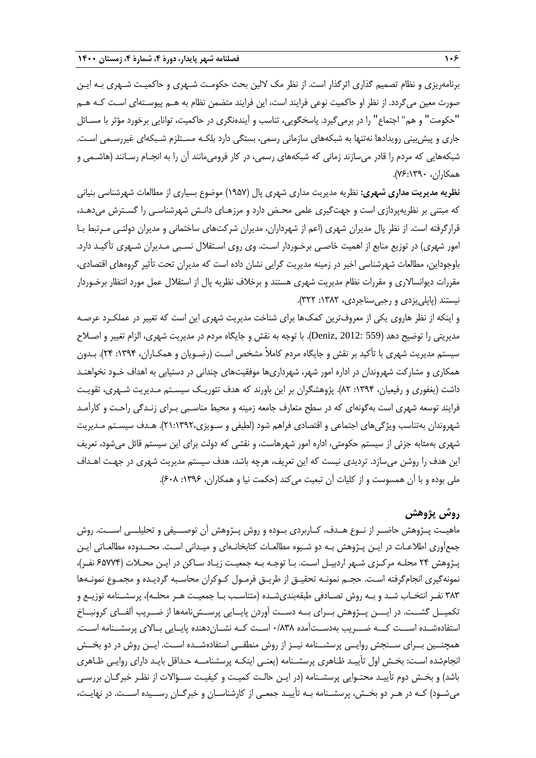برنامه‌ریزی و نظام تصمیم گذاری اثرگذار است. از نظر مک لالین بحث حکومت شهری و حاکمیت شهری به این صورت معین می‌گردد. از نظر او حاکمیت نوعی فرایند است، این فرایند متضمن نظام به هم پیوسته‌ای است که هم "حکومت" و هم" اجتماع" را در برمی‌گیرد. پاسخگویی، تناسب و آینده‌نگری در حاکمیت، توانایی برخورد مؤثر با مسائل جاری و پیش‌بینی رویدادها نه‌تنها به شبکه‌های سازمانی رسمی، بستگی دارد بلکه مستلزم شبکه‌ای غیررسمی است. شبکه‌هایی که مردم را قادر می‌سازند زمانی که شبکه‌های رسمی، در کار فرومی‌مانند آن را به انجام رسانند (هاشمی و همکاران، ۱۳۹۰:۷۶).

**نظریه مدیریت مداری شهری:** نظریه مدیریت مداری شهری پال (۱۹۵۷) موضوع بسیاری از مطالعات شهرشناسی بنیانی که مبتنی بر نظریه‌پردازی است و جهت‌گیری علمی محض دارد و مرزهای دانش شهرشناسی را گسترش می‌دهد، قرارگرفته است. از نظر پال مدیران شهری (اعم از شهرداران، مدیران شرکت‌های ساختمانی و مدیران دولتی مرتبط با امور شهری) در توزیع منابع از اهمیت خاصی برخوردار است. وی روی استقلال نسبی مدیران شهری تأکید دارد. باوجوداین، مطالعات شهرشناسی اخیر در زمینه مدیریت گرایی نشان داده است که مدیران تحت تأثیر گروه‌های اقتصادی، مقررات دیوانسالاری و مقررات نظام مدیریت شهری هستند و برخلاف نظریه پال از استقلال عمل مورد انتظار برخوردار نیستند (پاپلی‌یزدی و رجبی‌سناجردی، ۱۳۸۲: ۳۲۲).

و اینکه از نظر هاروی یکی از معروف‌ترین کمک‌ها برای شناخت مدیریت شهری این است که تغییر در عملکرد عرصه مدیریتی را توضیح دهد (Deniz, 2012: 559). با توجه به نقش و جایگاه مردم در مدیریت شهری، الزام تغییر و اصلاح سیستم مدیریت شهری با تأکید بر نقش و جایگاه مردم کاملاً مشخص است (رضویان و همکاران، ۱۳۹۴: ۲۴). بدون همکاری و مشارکت شهروندان در اداره امور شهر، شهرداری‌ها موفقیت‌های چندانی در دستیابی به اهداف خود نخواهند داشت (یغفوری و رفیعیان، ۱۳۹۴: ۸۲). پژوهشگران بر این باورند که هدف تئوریک سیستم مدیریت شهری، تقویت فرایند توسعه شهری است به‌گونه‌ای که در سطح متعارف جامعه زمینه و محیط مناسبی برای زندگی راحت و کارآمد شهروندان به‌تناسب ویژگی‌های اجتماعی و اقتصادی فراهم شود (لطیفی و سویزی،۱۳۹۲:۲۱). هدف سیستم مدیریت شهری به‌مثابه جزئی از سیستم حکومتی، اداره امور شهرهاست، و نقشی که دولت برای این سیستم قائل می‌شود، تعریف این هدف را روشن می‌سازد. تردیدی نیست که این تعریف، هرچه باشد، هدف سیستم مدیریت شهری در جهت اهداف ملی بوده و با آن همسوست و از کلیات آن تبعیت می‌کند (حکمت نیا و همکاران، ۱۳۹۶: ۶۰۸).

## روش پژوهش

ماهیت پژوهش حاضر از نوع هدف، کاربردی بوده و روش پژوهش آن توصیفی و تحلیلی است. روش جمع‌آوری اطلاعات در این پژوهش به دو شیوه مطالعات کتابخانه‌ای و میدانی است. محدوده مطالعاتی این پژوهش ۲۴ محله مرکزی شهر اردبیل است. با توجه به جمعیت زیاد ساکن در این محلات (۶۵۷۷۴ نفر)، نمونه‌گیری انجام‌گرفته است. حجم نمونه تحقیق از طریق فرمول کوکران محاسبه گردیده و مجموع نمونه‌ها ۳۸۳ نفر انتخاب شد و به روش تصادفی طبقه‌بندی‌شده (متناسب با جمعیت هر محله)، پرسشنامه توزیع و تکمیل گشت. در این پژوهش برای به دست آوردن پایایی پرسش‌نامه‌ها از ضریب آلفای کرونباخ استفاده‌شده است که ضریب به‌دست‌آمده ۰/۸۳۸ است که نشان‌دهنده پایایی بالای پرسشنامه است. همچنین برای سنجش روایی پرسشنامه نیز از روش منطقی استفاده‌شده است. این روش در دو بخش انجام‌شده است: بخش اول تأیید ظاهری پرسشنامه (یعنی اینکه پرسشنامه حداقل باید دارای روایی ظاهری باشد) و بخش دوم تأیید محتوایی پرسشنامه (در این حالت کمیت و کیفیت سؤالات از نظر خبرگان بررسی می‌شود) که در هر دو بخش، پرسشنامه به تأیید جمعی از کارشناسان و خبرگان رسیده است. در نهایت،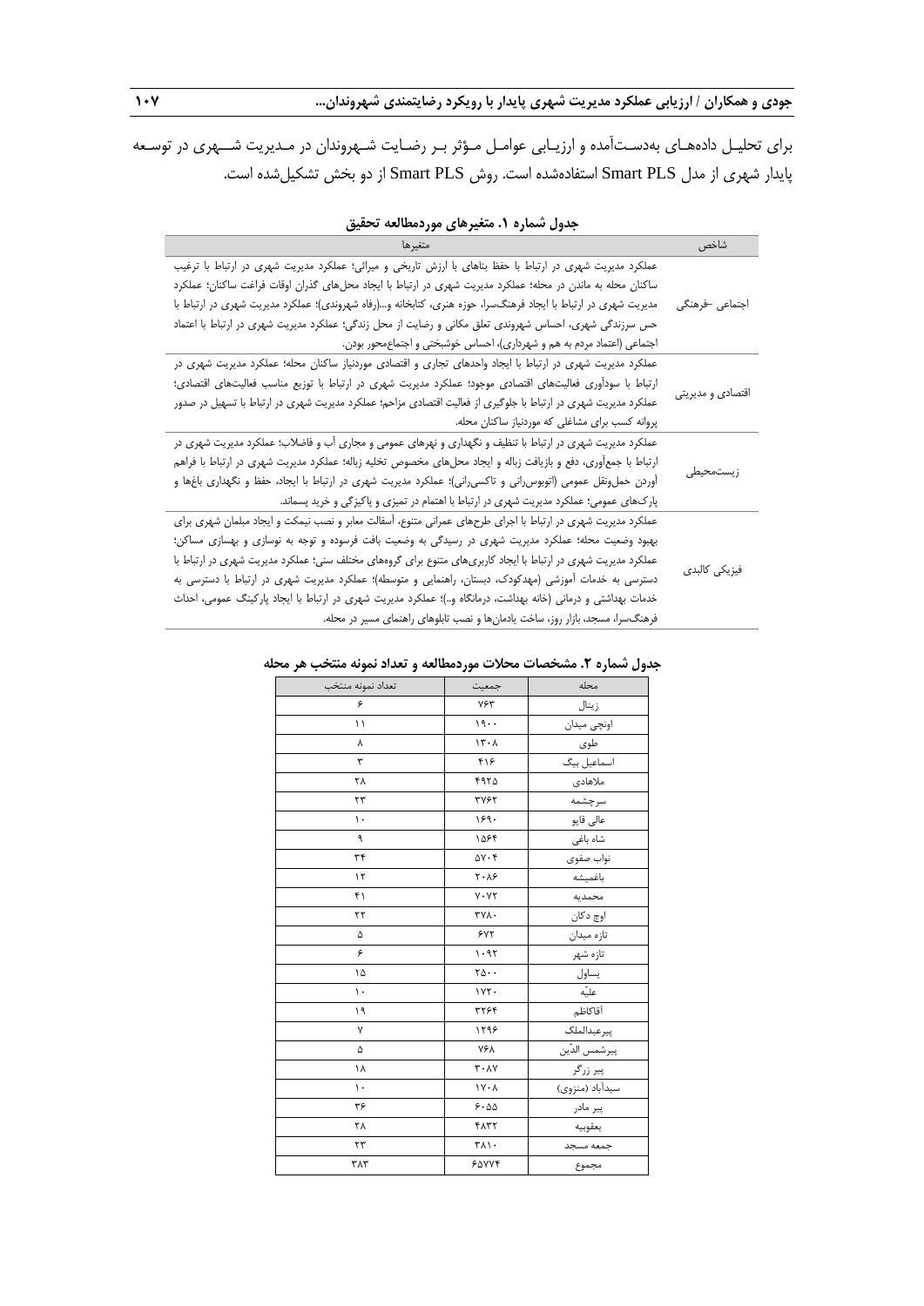برای تحلیـل داده‌هـای به‌دسـت‌آمده و ارزیـابی عوامـل مـؤثر بـر رضـایت شـهروندان در مـدیریت شـهری در توسـعه پایدار شهری از مدل Smart PLS استفاده‌شده است. روش Smart PLS از دو بخش تشکیل‌شده است.

**جدول شماره ۱. متغیرهای موردمطالعه تحقیق**

| شاخص | متغیرها |
|---|---|
| اجتماعی -فرهنگی | عملکرد مدیریت شهری در ارتباط با حفظ بناهای با ارزش تاریخی و میراثی؛ عملکرد مدیریت شهری در ارتباط با ترغیب ساکنان محله به ماندن در محله؛ عملکرد مدیریت شهری در ارتباط با ایجاد محل‌های گذران اوقات فراغت ساکنان؛ عملکرد مدیریت شهری در ارتباط با ایجاد فرهنگسرا، حوزه هنری، کتابخانه و...(رفاه شهروندی)؛ عملکرد مدیریت شهری در ارتباط با حس سرزندگی شهری، احساس شهروندی تعلق مکانی و رضایت از محل زندگی؛ عملکرد مدیریت شهری در ارتباط با اعتماد اجتماعی (اعتماد مردم به هم و شهرداری)، احساس خوشبختی و اجتماع‌محور بودن. |
| اقتصادی و مدیریتی | عملکرد مدیریت شهری در ارتباط با ایجاد واحدهای تجاری و اقتصادی موردنیاز ساکنان محله؛ عملکرد مدیریت شهری در ارتباط با سودآوری فعالیت‌های اقتصادی موجود؛ عملکرد مدیریت شهری در ارتباط با توزیع مناسب فعالیت‌های اقتصادی؛ عملکرد مدیریت شهری در ارتباط با جلوگیری از فعالیت اقتصادی مزاحم؛ عملکرد مدیریت شهری در ارتباط با تسهیل در صدور پروانه کسب برای مشاغلی که موردنیاز ساکنان محله. |
| زیست‌محیطی | عملکرد مدیریت شهری در ارتباط با تنظیف و نگهداری و نهرهای عمومی و مجاری آب و فاضلاب؛ عملکرد مدیریت شهری در ارتباط با جمع‌آوری، دفع و بازیافت زباله و ایجاد محل‌های مخصوص تخلیه زباله؛ عملکرد مدیریت شهری در ارتباط با فراهم آوردن حمل‌ونقل عمومی (اتوبوس‌رانی و تاکسی‌رانی)؛ عملکرد مدیریت شهری در ارتباط با ایجاد، حفظ و نگهداری باغ‌ها و پارک‌های عمومی؛ عملکرد مدیریت شهری در ارتباط با اهتمام در تمیزی و پاکیزگی و خرید پسماند. |
| فیزیکی کالبدی | عملکرد مدیریت شهری در ارتباط با اجرای طرح‌های عمرانی متنوع، آسفالت معابر و نصب نیمکت و ایجاد مبلمان شهری برای بهبود وضعیت محله؛ عملکرد مدیریت شهری در رسیدگی به وضعیت بافت فرسوده و توجه به نوسازی و بهسازی مساکن؛ عملکرد مدیریت شهری در ارتباط با ایجاد کاربری‌های متنوع برای گروه‌های مختلف سنی؛ عملکرد مدیریت شهری در ارتباط با دسترسی به خدمات آموزشی (مهدکودک، دبستان، راهنمایی و متوسطه)؛ عملکرد مدیریت شهری در ارتباط با دسترسی به خدمات بهداشتی و درمانی (خانه بهداشت، درمانگاه و..)؛ عملکرد مدیریت شهری در ارتباط با ایجاد پارکینگ عمومی، احداث فرهنگسرا، مسجد، بازار روز، ساخت یادمان‌ها و نصب تابلوهای راهنمای مسیر در محله. |

**جدول شماره ۲. مشخصات محلات موردمطالعه و تعداد نمونه منتخب هر محله**

| محله | جمعیت | تعداد نمونه منتخب |
|---|---|---|
| زینال | ۷۶۳ | ۶ |
| اونچی میدان | ۱۹۰۰ | ۱۱ |
| طوی | ۱۳۰۸ | ۸ |
| اسماعیل بیگ | ۴۱۶ | ۳ |
| ملاهادی | ۴۹۲۵ | ۲۸ |
| سرچشمه | ۳۷۶۲ | ۲۳ |
| عالی قاپو | ۱۶۹۰ | ۱۰ |
| شاه باغی | ۱۵۶۴ | ۹ |
| نواب صفوی | ۵۷۰۴ | ۳۴ |
| باغمیشه | ۲۰۸۶ | ۱۲ |
| محمدیه | ۷۰۷۲ | ۴۱ |
| اوچ دکان | ۳۷۸۰ | ۲۲ |
| تازه میدان | ۶۷۲ | ۵ |
| تازه شهر | ۱۰۹۲ | ۶ |
| یساول | ۲۵۰۰ | ۱۵ |
| علیّه | ۱۷۲۰ | ۱۰ |
| آقاکاظم | ۳۲۶۴ | ۱۹ |
| پیرعبدالملک | ۱۲۹۶ | ۷ |
| پیرشمس الدّین | ۷۶۸ | ۵ |
| پیر زرگر | ۳۰۸۷ | ۱۸ |
| سیدآباد (منزوی) | ۱۷۰۸ | ۱۰ |
| پیر مادر | ۶۰۵۵ | ۳۶ |
| یعقوبیه | ۴۸۳۲ | ۲۸ |
| جمعه مسجد | ۳۸۱۰ | ۲۳ |
| مجموع | ۶۵۷۷۴ | ۳۸۳ |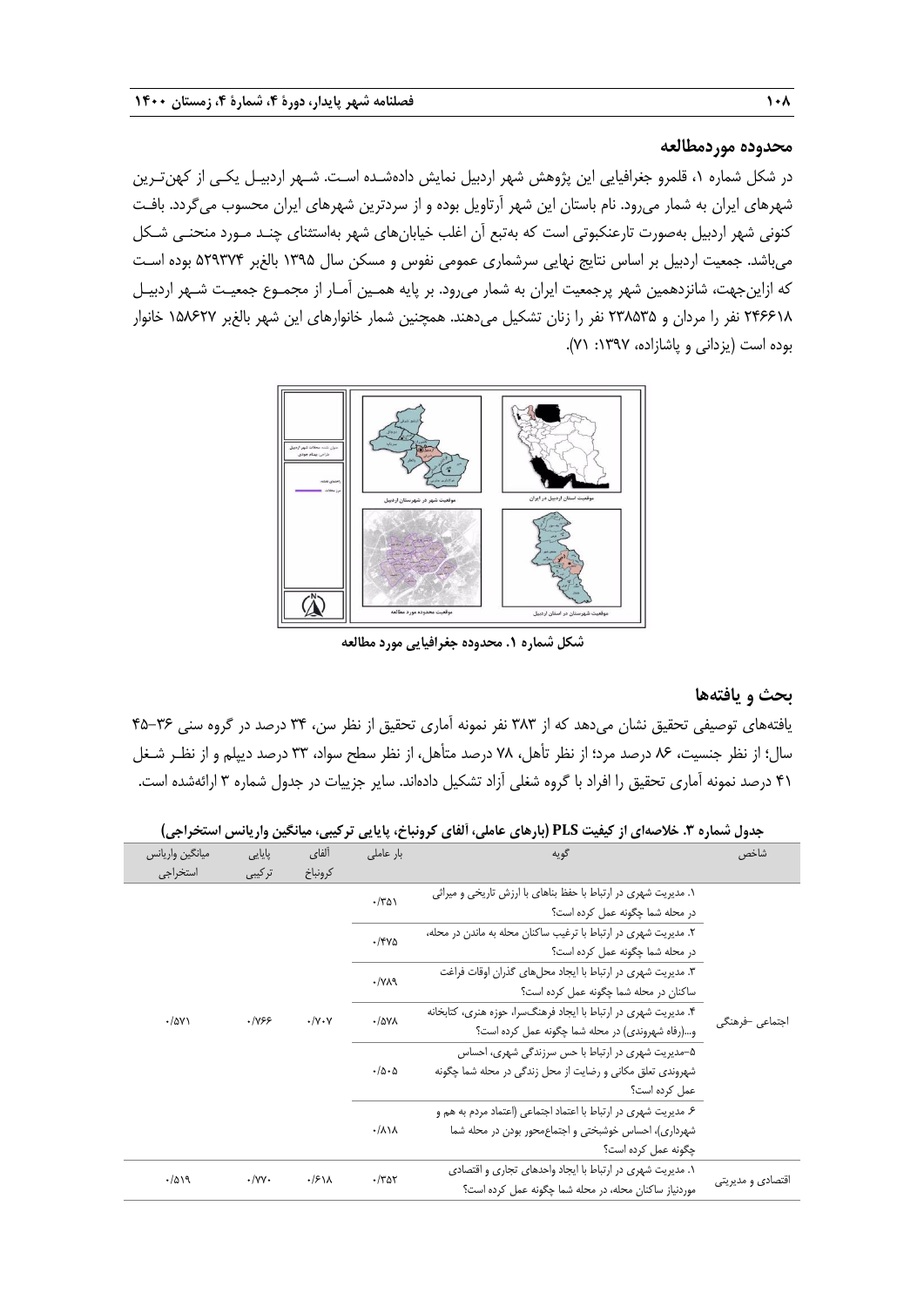## محدوده موردمطالعه

در شکل شماره ۱، قلمرو جغرافیایی این پژوهش شهر اردبیل نمایش داده‌شده است. شهر اردبیل یکی از کهن‌ترین شهرهای ایران به شمار می‌رود. نام باستان این شهر آرتاویل بوده و از سردترین شهرهای ایران محسوب می‌گردد. بافت کنونی شهر اردبیل به‌صورت تارعنکبوتی است که به‌تبع آن اغلب خیابان‌های شهر به‌استثنای چند مورد منحنی شکل می‌باشد. جمعیت اردبیل بر اساس نتایج نهایی سرشماری عمومی نفوس و مسکن سال ۱۳۹۵ بالغبر ۵۲۹۳۷۴ بوده است که ازاین‌جهت، شانزدهمین شهر پرجمعیت ایران به شمار می‌رود. بر پایه همین آمار از مجموع جمعیت شهر اردبیل ۲۴۶۶۱۸ نفر را مردان و ۲۳۸۵۳۵ نفر را زنان تشکیل می‌دهند. همچنین شمار خانوارهای این شهر بالغبر ۱۵۸۶۲۷ خانوار بوده است (یزدانی و پاشازاده، ۱۳۹۷: ۷۱).

**شکل شماره ۱. محدوده جغرافیایی مورد مطالعه**

## بحث و یافته‌ها

یافته‌های توصیفی تحقیق نشان می‌دهد که از ۳۸۳ نفر نمونه آماری تحقیق از نظر سن، ۳۴ درصد در گروه سنی ۳۶–۴۵ سال؛ از نظر جنسیت، ۸۶ درصد مرد؛ از نظر تأهل، ۷۸ درصد متأهل، از نظر سطح سواد، ۳۳ درصد دیپلم و از نظر شغل ۴۱ درصد نمونه آماری تحقیق را افراد با گروه شغلی آزاد تشکیل داده‌اند. سایر جزییات در جدول شماره ۳ ارائه‌شده است.

**جدول شماره ۳. خلاصه‌ای از کیفیت PLS (بارهای عاملی، آلفای کرونباخ، پایایی ترکیبی، میانگین واریانس استخراجی)**

| شاخص | گویه | بار عاملی | آلفای کرونباخ | پایایی ترکیبی | میانگین واریانس استخراجی |
|---|---|---|---|---|---|
| اجتماعی –فرهنگی | ۱. مدیریت شهری در ارتباط با حفظ بناهای با ارزش تاریخی و میراثی در محله شما چگونه عمل کرده است؟ | ۰/۳۵۱ | ۰/۷۰۷ | ۰/۷۶۶ | ۰/۵۷۱ |
| | ۲. مدیریت شهری در ارتباط با ترغیب ساکنان محله به ماندن در محله، در محله شما چگونه عمل کرده است؟ | ۰/۴۷۵ | | | |
| | ۳. مدیریت شهری در ارتباط با ایجاد محل‌های گذران اوقات فراغت ساکنان در محله شما چگونه عمل کرده است؟ | ۰/۷۸۹ | | | |
| | ۴. مدیریت شهری در ارتباط با ایجاد فرهنگسرا، حوزه هنری، کتابخانه و...(رفاه شهروندی) در محله شما چگونه عمل کرده است؟ | ۰/۵۷۸ | | | |
| | ۵–مدیریت شهری در ارتباط با حس سرزندگی شهری، احساس شهروندی تعلق مکانی و رضایت از محل زندگی در محله شما چگونه عمل کرده است؟ | ۰/۵۰۵ | | | |
| | ۶. مدیریت شهری در ارتباط با اعتماد اجتماعی (اعتماد مردم به هم و شهرداری)، احساس خوشبختی و اجتماع‌محور بودن در محله شما چگونه عمل کرده است؟ | ۰/۸۱۸ | | | |
| اقتصادی و مدیریتی | ۱. مدیریت شهری در ارتباط با ایجاد واحدهای تجاری و اقتصادی موردنیاز ساکنان محله، در محله شما چگونه عمل کرده است؟ | ۰/۳۵۲ | ۰/۶۱۸ | ۰/۷۷۰ | ۰/۵۱۹ |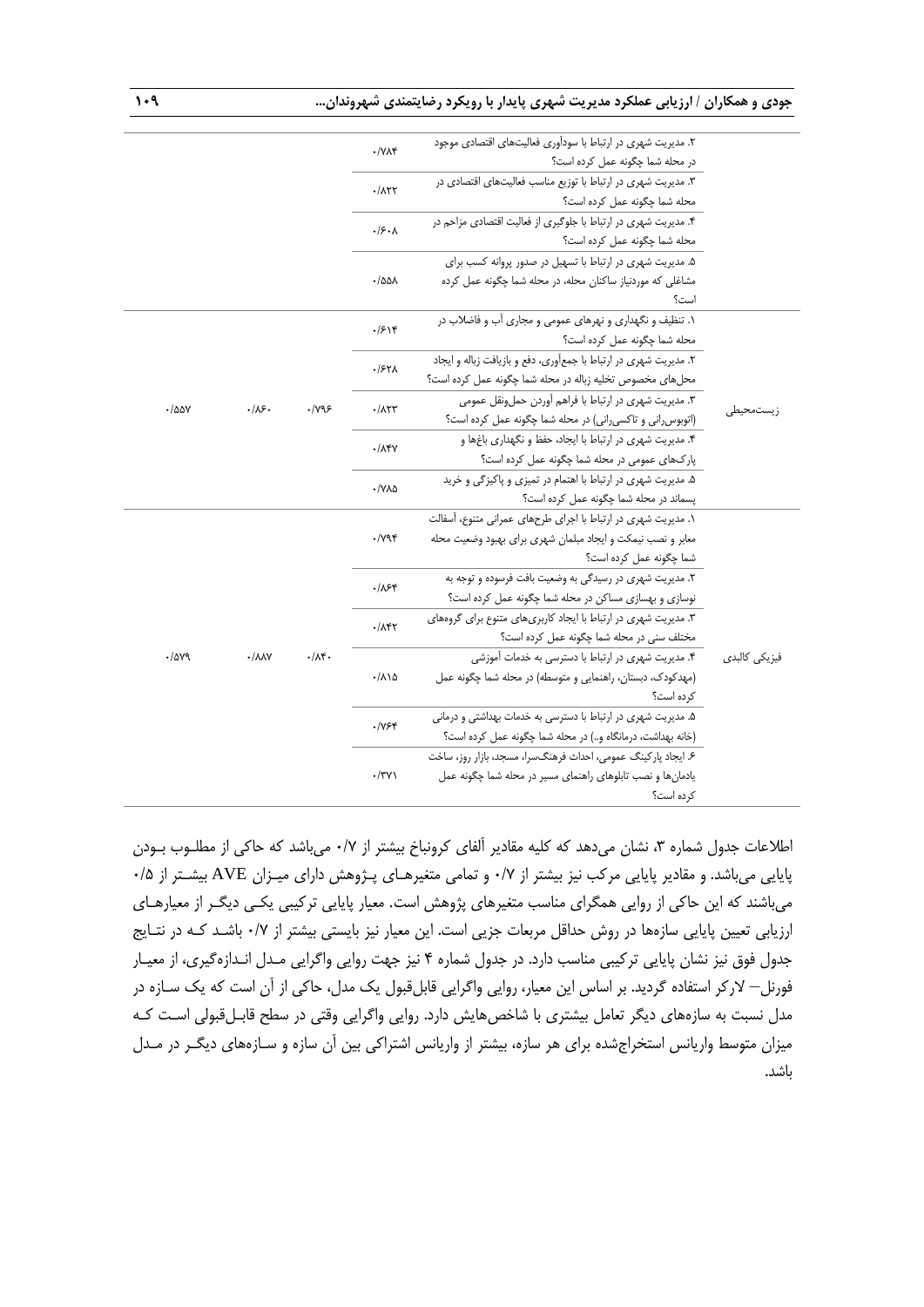| | | | | | |
|---|---|---|---|---|---|
| | | | | ۰/۷۸۴ | ۲. مدیریت شهری در ارتباط با سودآوری فعالیت‌های اقتصادی موجود در محله شما چگونه عمل کرده است؟ |
| | | | | ۰/۸۲۲ | ۳. مدیریت شهری در ارتباط با توزیع مناسب فعالیت‌های اقتصادی در محله شما چگونه عمل کرده است؟ |
| | | | | ۰/۶۰۸ | ۴. مدیریت شهری در ارتباط با جلوگیری از فعالیت اقتصادی مزاحم در محله شما چگونه عمل کرده است؟ |
| | | | | ۰/۵۵۸ | ۵. مدیریت شهری در ارتباط با تسهیل در صدور پروانه کسب برای مشاغلی که موردنیاز ساکنان محله، در محله شما چگونه عمل کرده است؟ |
| زیست‌محیطی | ۰/۵۵۷ | ۰/۸۶۰ | ۰/۷۹۶ | ۰/۶۱۴ | ۱. تنظیف و نگهداری و نهرهای عمومی و مجاری آب و فاضلاب در محله شما چگونه عمل کرده است؟ |
| | | | | ۰/۶۲۸ | ۲. مدیریت شهری در ارتباط با جمع‌آوری، دفع و بازیافت زباله و ایجاد محل‌های مخصوص تخلیه زباله در محله شما چگونه عمل کرده است؟ |
| | | | | ۰/۸۲۳ | ۳. مدیریت شهری در ارتباط با فراهم آوردن حمل‌ونقل عمومی (اتوبوس‌رانی و تاکسی‌رانی) در محله شما چگونه عمل کرده است؟ |
| | | | | ۰/۸۴۷ | ۴. مدیریت شهری در ارتباط با ایجاد، حفظ و نگهداری باغ‌ها و پارک‌های عمومی در محله شما چگونه عمل کرده است؟ |
| | | | | ۰/۷۸۵ | ۵. مدیریت شهری در ارتباط با اهتمام در تمیزی و پاکیزگی و خرید پسماند در محله شما چگونه عمل کرده است؟ |
| فیزیکی کالبدی | ۰/۵۷۹ | ۰/۸۸۷ | ۰/۸۴۰ | ۰/۷۹۴ | ۱. مدیریت شهری در ارتباط با اجرای طرح‌های عمرانی متنوع، آسفالت معابر و نصب نیمکت و ایجاد مبلمان شهری برای بهبود وضعیت محله شما چگونه عمل کرده است؟ |
| | | | | ۰/۸۶۴ | ۲. مدیریت شهری در رسیدگی به وضعیت بافت فرسوده و توجه به نوسازی و بهسازی مساکن در محله شما چگونه عمل کرده است؟ |
| | | | | ۰/۸۴۲ | ۳. مدیریت شهری در ارتباط با ایجاد کاربری‌های متنوع برای گروه‌های مختلف سنی در محله شما چگونه عمل کرده است؟ |
| | | | | ۰/۸۱۵ | ۴. مدیریت شهری در ارتباط با دسترسی به خدمات آموزشی (مهدکودک، دبستان، راهنمایی و متوسطه) در محله شما چگونه عمل کرده است؟ |
| | | | | ۰/۷۶۴ | ۵. مدیریت شهری در ارتباط با دسترسی به خدمات بهداشتی و درمانی (خانه بهداشت، درمانگاه و..) در محله شما چگونه عمل کرده است؟ |
| | | | | ۰/۳۷۱ | ۶. ایجاد پارکینگ عمومی، احداث فرهنگسرا، مسجد، بازار روز، ساخت یادمان‌ها و نصب تابلوهای راهنمای مسیر در محله شما چگونه عمل کرده است؟ |

اطلاعات جدول شماره ۳، نشان می‌دهد که کلیه مقادیر آلفای کرونباخ بیشتر از ۰/۷ می‌باشد که حاکی از مطلوب بودن پایایی می‌باشد. و مقادیر پایایی مرکب نیز بیشتر از ۰/۷ و تمامی متغیرهای پژوهش دارای میزان AVE بیشتر از ۰/۵ می‌باشند که این حاکی از روایی همگرای مناسب متغیرهای پژوهش است. معیار پایایی ترکیبی یکی دیگر از معیارهای ارزیابی تعیین پایایی سازه‌ها در روش حداقل مربعات جزیی است. این معیار نیز بایستی بیشتر از ۰/۷ باشد که در نتایج جدول فوق نیز نشان پایایی ترکیبی مناسب دارد. در جدول شماره ۴ نیز جهت روایی واگرایی مدل اندازه‌گیری، از معیار فورنل– لارکر استفاده گردید. بر اساس این معیار، روایی واگرایی قابل‌قبول یک مدل، حاکی از آن است که یک سازه در مدل نسبت به سازه‌های دیگر تعامل بیشتری با شاخص‌هایش دارد. روایی واگرایی وقتی در سطح قابل‌قبولی است که میزان متوسط واریانس استخراج‌شده برای هر سازه، بیشتر از واریانس اشتراکی بین آن سازه و سازه‌های دیگر در مدل باشد.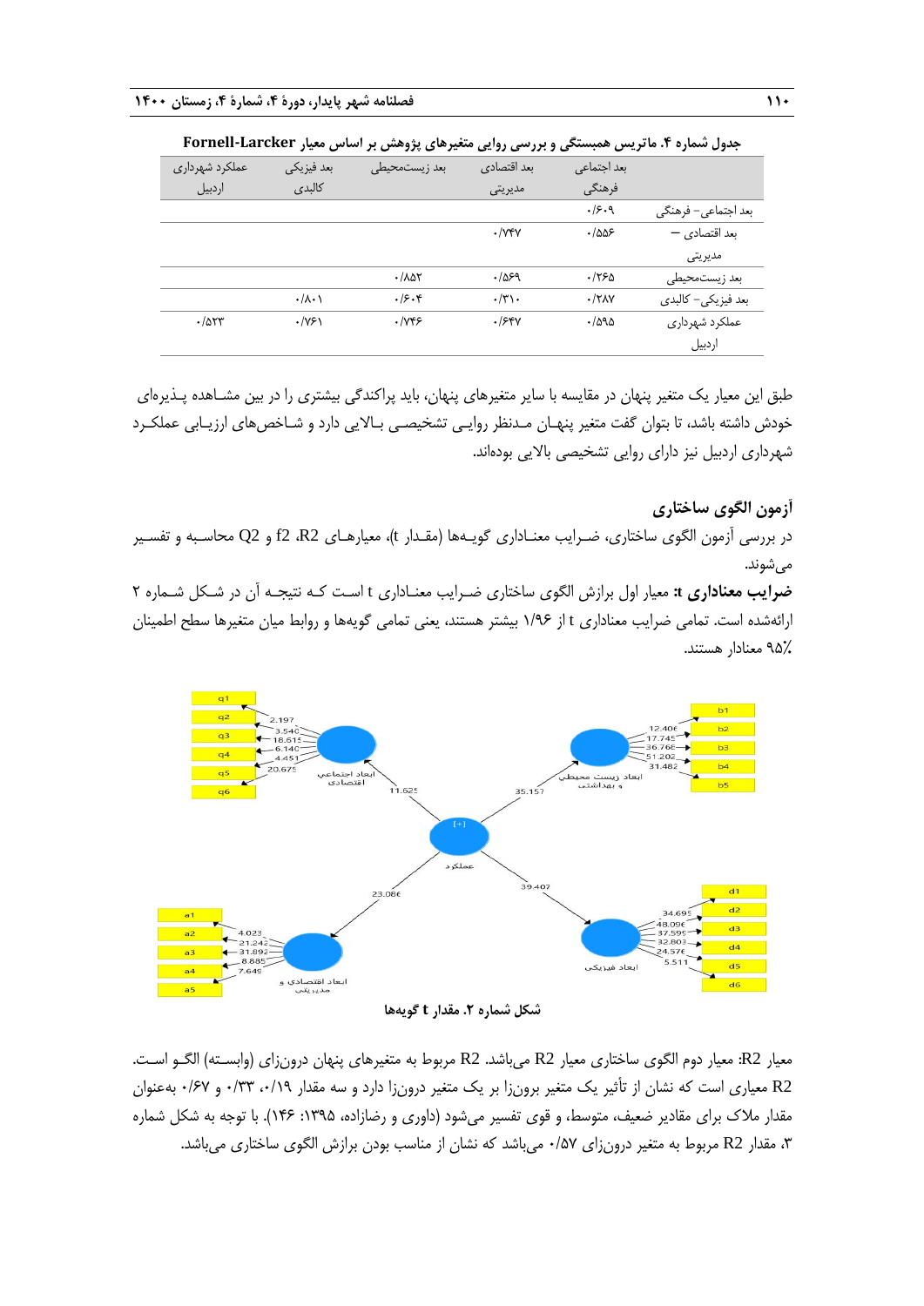جدول شماره ۴. ماتریس همبستگی و بررسی روایی متغیرهای پژوهش بر اساس معیار Fornell-Larcker

| | بعد اجتماعی فرهنگی | بعد اقتصادی مدیریتی | بعد زیست‌محیطی | بعد فیزیکی کالبدی | عملکرد شهرداری اردبیل |
|---|---|---|---|---|---|
| بعد اجتماعی– فرهنگی | ۰/۶۰۹ | | | | |
| بعد اقتصادی – مدیریتی | ۰/۵۵۶ | ۰/۷۴۷ | | | |
| بعد زیست‌محیطی | ۰/۲۶۵ | ۰/۵۶۹ | ۰/۸۵۲ | | |
| بعد فیزیکی– کالبدی | ۰/۲۸۷ | ۰/۳۱۰ | ۰/۶۰۴ | ۰/۸۰۱ | |
| عملکرد شهرداری اردبیل | ۰/۵۹۵ | ۰/۶۴۷ | ۰/۷۴۶ | ۰/۷۶۱ | ۰/۵۲۳ |

طبق این معیار یک متغیر پنهان در مقایسه با سایر متغیرهای پنهان، باید پراکندگی بیشتری را در بین مشاهده پذیره‌ای خودش داشته باشد، تا بتوان گفت متغیر پنهان مدنظر روایی تشخیصی بالایی دارد و شاخص‌های ارزیابی عملکرد شهرداری اردبیل نیز دارای روایی تشخیصی بالایی بوده‌اند.

## آزمون الگوی ساختاری

در بررسی آزمون الگوی ساختاری، ضرایب معناداری گویه‌ها (مقدار t)، معیارهای R2، f2 و Q2 محاسبه و تفسیر می‌شوند.

**ضرایب معناداری t:** معیار اول برازش الگوی ساختاری ضرایب معناداری t است که نتیجه آن در شکل شماره ۲ ارائه‌شده است. تمامی ضرایب معناداری t از ۱/۹۶ بیشتر هستند، یعنی تمامی گویه‌ها و روابط میان متغیرها سطح اطمینان ٪۹۵ معنادار هستند.

شکل شماره ۲. مقدار t گویه‌ها

معیار R2: معیار دوم الگوی ساختاری معیار R2 می‌باشد. R2 مربوط به متغیرهای پنهان درون‌زای (وابسته) الگو است. R2 معیاری است که نشان از تأثیر یک متغیر برونزا بر یک متغیر درونزا دارد و سه مقدار ۰/۱۹، ۰/۳۳ و ۰/۶۷ به‌عنوان مقدار ملاک برای مقادیر ضعیف، متوسط، و قوی تفسیر می‌شود (داوری و رضازاده، ۱۳۹۵: ۱۴۶). با توجه به شکل شماره ۳، مقدار R2 مربوط به متغیر درون‌زای ۰/۵۷ می‌باشد که نشان از مناسب بودن برازش الگوی ساختاری می‌باشد.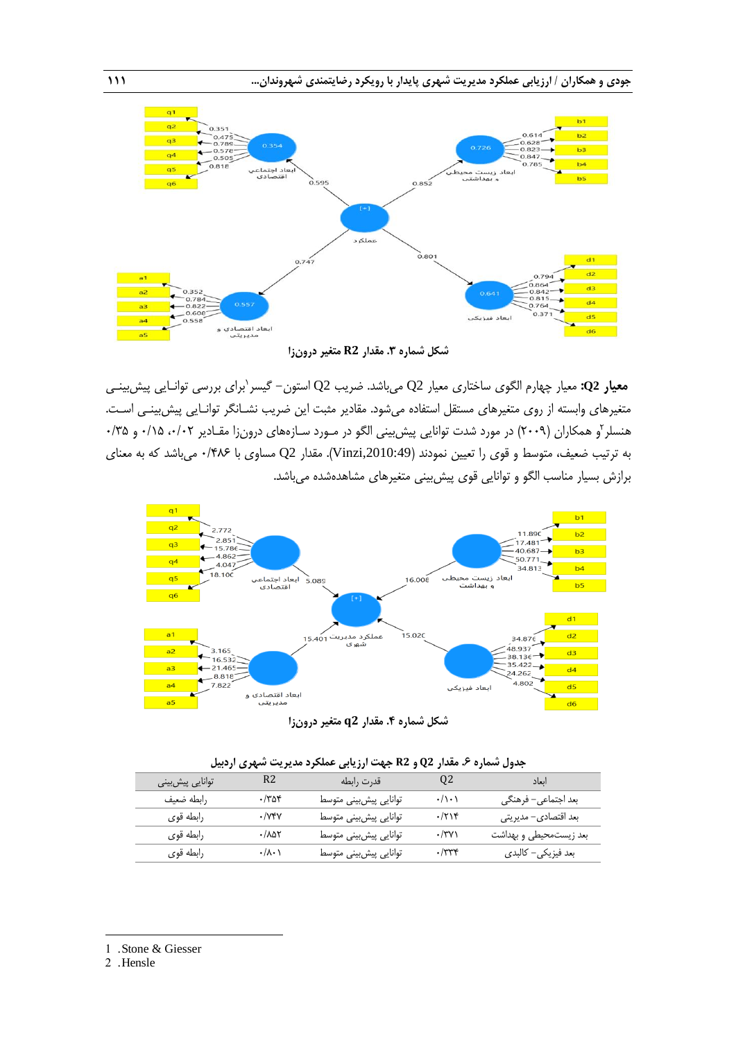شکل شماره ۳. مقدار R2 متغیر درونزا

**معیار Q2:** معیار چهارم الگوی ساختاری معیار Q2 می‌باشد. ضریب Q2 استون– گیسر[1] برای بررسی توانایی پیش‌بینی متغیرهای وابسته از روی متغیرهای مستقل استفاده می‌شود. مقادیر مثبت این ضریب نشانگر توانایی پیش‌بینی است. هنسلر[2] و همکاران (۲۰۰۹) در مورد شدت توانایی پیش‌بینی الگو در مورد سازه‌های درونزا مقادیر ۰/۰۲، ۰/۱۵ و ۰/۳۵ به ترتیب ضعیف، متوسط و قوی را تعیین نمودند (Vinzi,2010:49). مقدار Q2 مساوی با ۰/۴۸۶ می‌باشد که به معنای برازش بسیار مناسب الگو و توانایی قوی پیش‌بینی متغیرهای مشاهده‌شده می‌باشد.

شکل شماره ۴. مقدار q2 متغیر درونزا

جدول شماره ۶. مقدار Q2 و R2 جهت ارزیابی عملکرد مدیریت شهری اردبیل

| ابعاد | Q2 | قدرت رابطه | R2 | توانایی پیش‌بینی |
|---|---|---|---|---|
| بعد اجتماعی– فرهنگی | ۰/۱۰۱ | توانایی پیش‌بینی متوسط | ۰/۳۵۴ | رابطه ضعیف |
| بعد اقتصادی– مدیریتی | ۰/۲۱۴ | توانایی پیش‌بینی متوسط | ۰/۷۴۷ | رابطه قوی |
| بعد زیست‌محیطی و بهداشت | ۰/۳۷۱ | توانایی پیش‌بینی متوسط | ۰/۸۵۲ | رابطه قوی |
| بعد فیزیکی– کالبدی | ۰/۳۳۴ | توانایی پیش‌بینی متوسط | ۰/۸۰۱ | رابطه قوی |

1 .Stone & Giesser
2 .Hensle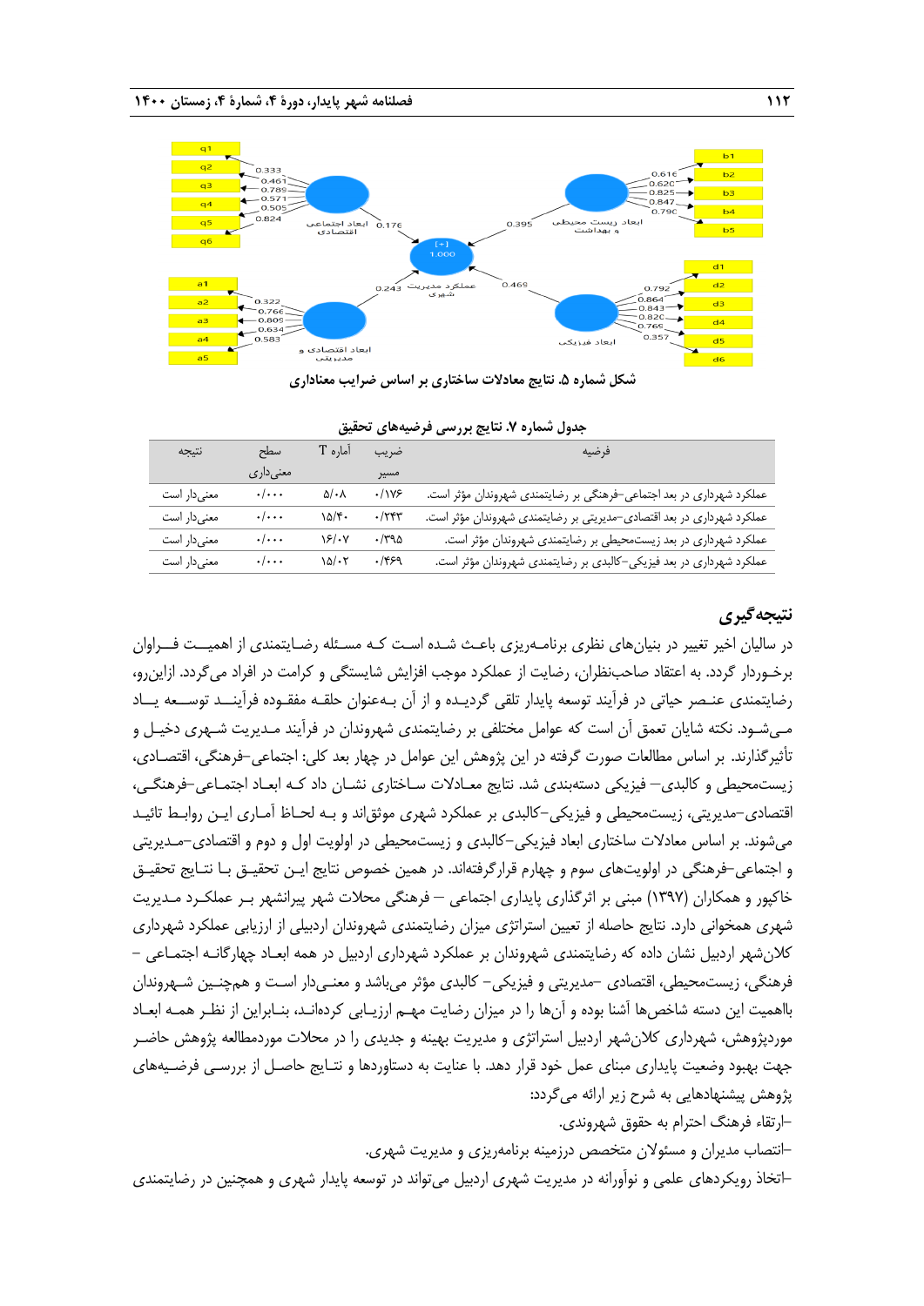شکل شماره ۵. نتایج معادلات ساختاری بر اساس ضرایب معناداری

جدول شماره ۷. نتایج بررسی فرضیه‌های تحقیق

| فرضیه | ضریب مسیر | آماره T | سطح معنی‌داری | نتیجه |
| --- | --- | --- | --- | --- |
| عملکرد شهرداری در بعد اجتماعی-فرهنگی بر رضایتمندی شهروندان مؤثر است. | ۰/۱۷۶ | ۵/۰۸ | ۰/۰۰۰ | معنی‌دار است |
| عملکرد شهرداری در بعد اقتصادی-مدیریتی بر رضایتمندی شهروندان مؤثر است. | ۰/۲۴۳ | ۱۵/۴۰ | ۰/۰۰۰ | معنی‌دار است |
| عملکرد شهرداری در بعد زیست‌محیطی بر رضایتمندی شهروندان مؤثر است. | ۰/۳۹۵ | ۱۶/۰۷ | ۰/۰۰۰ | معنی‌دار است |
| عملکرد شهرداری در بعد فیزیکی-کالبدی بر رضایتمندی شهروندان مؤثر است. | ۰/۴۶۹ | ۱۵/۰۲ | ۰/۰۰۰ | معنی‌دار است |

## نتیجه‌گیری

در سالیان اخیر تغییر در بنیان‌های نظری برنامه‌ریزی باعث شده است که مسئله رضایتمندی از اهمیت فراوان برخوردار گردد. به اعتقاد صاحب‌نظران، رضایت از عملکرد موجب افزایش شایستگی و کرامت در افراد می‌گردد. ازاین‌رو، رضایتمندی عنصر حیاتی در فرآیند توسعه پایدار تلقی گردیده و از آن به‌عنوان حلقه مفقوده فرآیند توسعه یاد می‌شود. نکته شایان تعمق آن است که عوامل مختلفی بر رضایتمندی شهروندان در فرآیند مدیریت شهری دخیل و تأثیرگذارند. بر اساس مطالعات صورت گرفته در این پژوهش این عوامل در چهار بعد کلی: اجتماعی-فرهنگی، اقتصادی، زیست‌محیطی و کالبدی– فیزیکی دسته‌بندی شد. نتایج معادلات ساختاری نشان داد که ابعاد اجتماعی-فرهنگی، اقتصادی-مدیریتی، زیست‌محیطی و فیزیکی-کالبدی بر عملکرد شهری موثق‌اند و به لحاظ آماری این روابط تائید می‌شوند. بر اساس معادلات ساختاری ابعاد فیزیکی-کالبدی و زیست‌محیطی در اولویت اول و دوم و اقتصادی-مدیریتی و اجتماعی-فرهنگی در اولویت‌های سوم و چهارم قرارگرفته‌اند. در همین خصوص نتایج این تحقیق با نتایج تحقیق خاکپور و همکاران (۱۳۹۷) مبنی بر اثرگذاری پایداری اجتماعی – فرهنگی محلات شهر پیرانشهر بر عملکرد مدیریت شهری همخوانی دارد. نتایج حاصله از تعیین استراتژی میزان رضایتمندی شهروندان اردبیلی از ارزیابی عملکرد شهرداری کلان‌شهر اردبیل نشان داده که رضایتمندی شهروندان بر عملکرد شهرداری اردبیل در همه ابعاد چهارگانه اجتماعی – فرهنگی، زیست‌محیطی، اقتصادی –مدیریتی و فیزیکی– کالبدی مؤثر می‌باشد و معنی‌دار است و همچنین شهروندان بااهمیت این دسته شاخص‌ها آشنا بوده و آن‌ها را در میزان رضایت مهم ارزیابی کرده‌اند، بنابراین از نظر همه ابعاد موردپژوهش، شهرداری کلان‌شهر اردبیل استراتژی و مدیریت بهینه و جدیدی را در محلات موردمطالعه پژوهش حاضر جهت بهبود وضعیت پایداری مبنای عمل خود قرار دهد. با عنایت به دستاوردها و نتایج حاصل از بررسی فرضیه‌های پژوهش پیشنهادهایی به شرح زیر ارائه می‌گردد:

–ارتقاء فرهنگ احترام به حقوق شهروندی.

–انتصاب مدیران و مسئولان متخصص درزمینه برنامه‌ریزی و مدیریت شهری.

–اتخاذ رویکردهای علمی و نوآورانه در مدیریت شهری اردبیل می‌تواند در توسعه پایدار شهری و همچنین در رضایتمندی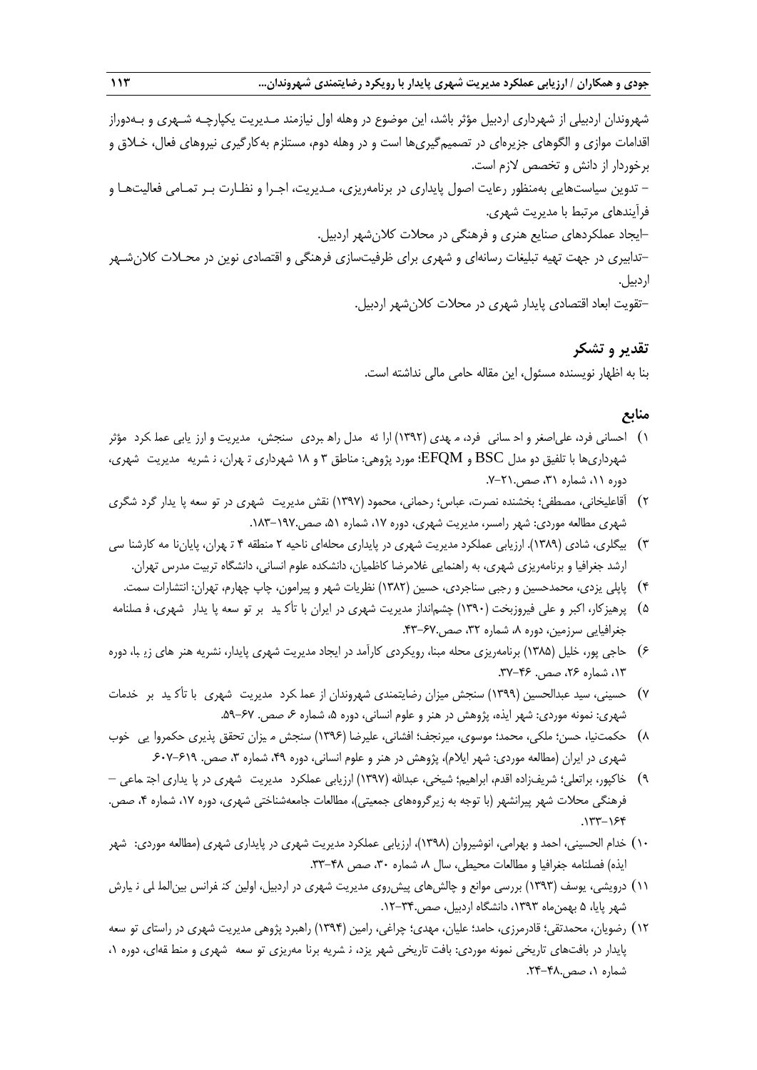شهروندان اردبیلی از شهرداری اردبیل مؤثر باشد، این موضوع در وهله اول نیازمند مـدیریت یکپارچـه شـهری و بـه‌دوراز اقدامات موازی و الگوهای جزیره‌ای در تصمیم‌گیری‌ها است و در وهله دوم، مستلزم به‌کارگیری نیروهای فعال، خـلاق و برخوردار از دانش و تخصص لازم است.

– تدوین سیاست‌هایی به‌منظور رعایت اصول پایداری در برنامه‌ریزی، مـدیریت، اجـرا و نظـارت بـر تمـامی فعالیت‌هـا و فرآیندهای مرتبط با مدیریت شهری.

–ایجاد عملکردهای صنایع هنری و فرهنگی در محلات کلان‌شهر اردبیل.

–تدابیری در جهت تهیه تبلیغات رسانه‌ای و شهری برای ظرفیت‌سازی فرهنگی و اقتصادی نوین در محـلات کلان‌شـهر اردبیل.

–تقویت ابعاد اقتصادی پایدار شهری در محلات کلان‌شهر اردبیل.

## تقدیر و تشکر

بنا به اظهار نویسنده مسئول، این مقاله حامی مالی نداشته است.

## منابع

۱) احسانی فرد، علی‌اصغر و احسانی فرد، مهدی (۱۳۹۲) ارائه مدل راهبردی سنجش، مدیریت و ارزیابی عملکرد مؤثر شهرداری‌ها با تلفیق دو مدل BSC و EFQM؛ مورد پژوهی: مناطق ۳ و ۱۸ شهرداری تهران، نشریه مدیریت شهری، دوره ۱۱، شماره ۳۱، صص.۲۱-۷.

۲) آقاعلیخانی، مصطفی؛ بخشنده نصرت، عباس؛ رحمانی، محمود (۱۳۹۷) نقش مدیریت شهری در توسعه پایدار گردشگری شهری مطالعه موردی: شهر رامسر، مدیریت شهری، دوره ۱۷، شماره ۵۱، صص.۱۹۷-۱۸۳.

۳) بیگلری، شادی (۱۳۸۹). ارزیابی عملکرد مدیریت شهری در پایداری محله‌ای ناحیه ۲ منطقه ۴ تهران، پایان‌نامه کارشناسی ارشد جغرافیا و برنامه‌ریزی شهری، به راهنمایی غلامرضا کاظمیان، دانشکده علوم انسانی، دانشگاه تربیت مدرس تهران.

۴) پاپلی یزدی، محمدحسین و رجبی سناجردی، حسین (۱۳۸۲) نظریات شهر و پیرامون، چاپ چهارم، تهران: انتشارات سمت.

۵) پرهیزکار، اکبر و علی فیروزبخت (۱۳۹۰) چشم‌انداز مدیریت شهری در ایران با تأکید بر توسعه پایدار شهری، فصلنامه جغرافیایی سرزمین، دوره ۸، شماره ۳۲، صص.۶۷-۴۳.

۶) حاجی پور، خلیل (۱۳۸۵) برنامه‌ریزی محله مبنا، رویکردی کارآمد در ایجاد مدیریت شهری پایدار، نشریه هنر های زیبا، دوره ۱۳، شماره ۲۶، صص. ۴۶-۳۷.

۷) حسینی، سید عبدالحسین (۱۳۹۹) سنجش میزان رضایتمندی شهروندان از عملکرد مدیریت شهری با تأکید بر خدمات شهری: نمونه موردی: شهر ایذه، پژوهش در هنر و علوم انسانی، دوره ۵، شماره ۶، صص. ۶۷-۵۹.

۸) حکمت‌نیا، حسن؛ ملکی، محمد؛ موسوی، میرنجف؛ افشانی، علیرضا (۱۳۹۶) سنجش میزان تحقق پذیری حکمروایی خوب شهری در ایران (مطالعه موردی: شهر ایلام)، پژوهش در هنر و علوم انسانی، دوره ۴۹، شماره ۳، صص. ۶۱۹-۶۰۷.

۹) خاکپور، براتعلی؛ شریف‌زاده اقدم، ابراهیم؛ شیخی، عبدالله (۱۳۹۷) ارزیابی عملکرد مدیریت شهری در پایداری اجتماعی – فرهنگی محلات شهر پیرانشهر (با توجه به زیرگروه‌های جمعیتی)، مطالعات جامعه‌شناختی شهری، دوره ۱۷، شماره ۴، صص. ۱۳۳-۱۶۴.

۱۰) خدام الحسینی، احمد و بهرامی، انوشیروان (۱۳۹۸)، ارزیابی عملکرد مدیریت شهری در پایداری شهری (مطالعه موردی: شهر ایذه) فصلنامه جغرافیا و مطالعات محیطی، سال ۸، شماره ۳۰، صص ۴۸-۳۳.

۱۱) درویشی، یوسف (۱۳۹۳) بررسی موانع و چالش‌های پیش‌روی مدیریت شهری در اردبیل، اولین کنفرانس بین‌المللی نیارش شهر پایا، ۵ بهمن‌ماه ۱۳۹۳، دانشگاه اردبیل، صص.۳۴-۱۲.

۱۲) رضویان، محمدتقی؛ قادرمرزی، حامد؛ علیان، مهدی؛ چراغی، رامین (۱۳۹۴) راهبرد پژوهی مدیریت شهری در راستای توسعه پایدار در بافت‌های تاریخی نمونه موردی: بافت تاریخی شهر یزد، نشریه برنامه‌ریزی توسعه شهری و منطقه‌ای، دوره ۱، شماره ۱، صص.۴۸-۲۴.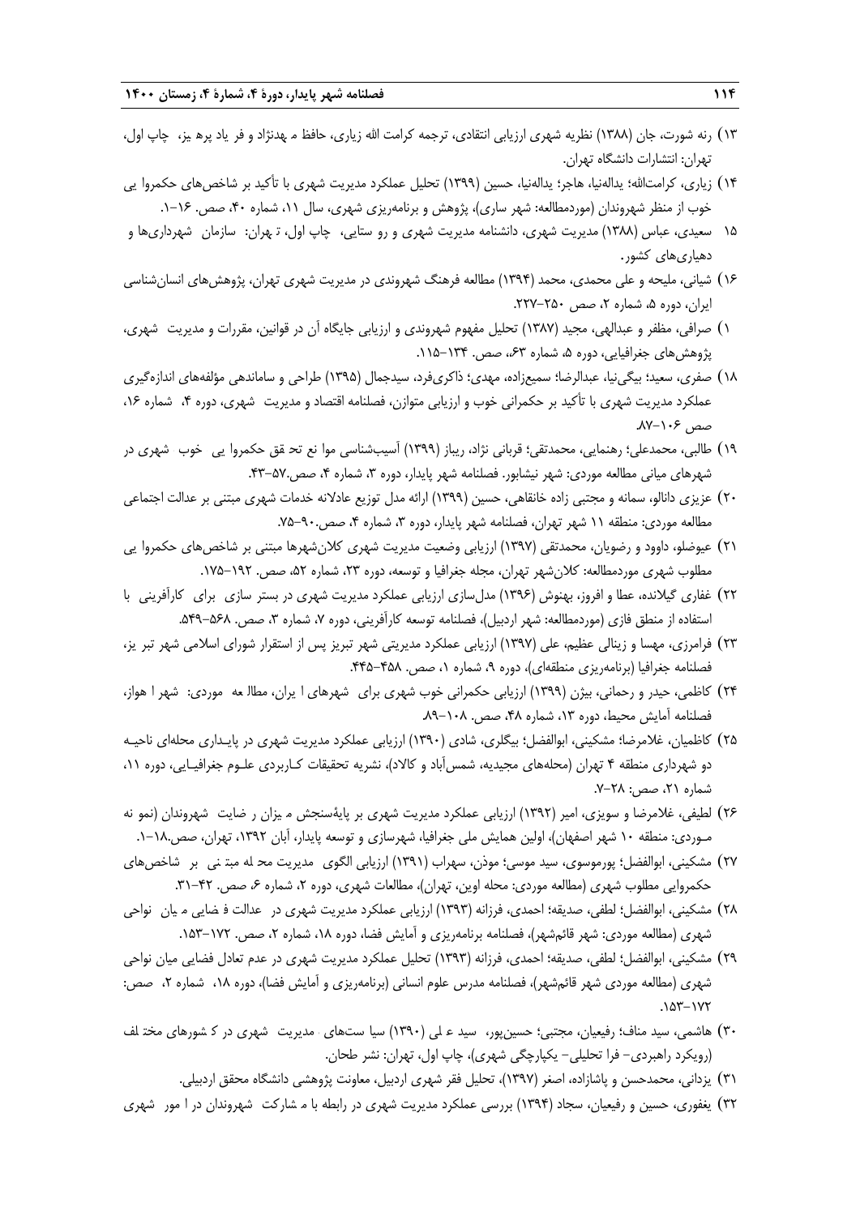۱۳) رنه شورت، جان (۱۳۸۸) نظریه شهری ارزیابی انتقادی، ترجمه کرامت الله زیاری، حافظ مهدنژاد و فریاد پرهیز، چاپ اول، تهران: انتشارات دانشگاه تهران.

۱۴) زیاری، کرامت‌الله؛ یدالەنیا، هاجر؛ یدالەنیا، حسین (۱۳۹۹) تحلیل عملکرد مدیریت شهری با تأکید بر شاخص‌های حکمروایی خوب از منظر شهروندان (موردمطالعه: شهر ساری)، پژوهش و برنامه‌ریزی شهری، سال ۱۱، شماره ۴۰، صص. ۱۶-۱.

۱۵ سعیدی، عباس (۱۳۸۸) مدیریت شهری، دانشنامه مدیریت شهری و روستایی، چاپ اول، تهران: سازمان شهرداری‌ها و دهیاری‌های کشور.

۱۶) شیانی، ملیحه و علی محمدی، محمد (۱۳۹۴) مطالعه فرهنگ شهروندی در مدیریت شهری تهران، پژوهش‌های انسان‌شناسی ایران، دوره ۵، شماره ۲، صص ۲۵۰-۲۲۷.

۱) صرافی، مظفر و عبدالهی، مجید (۱۳۸۷) تحلیل مفهوم شهروندی و ارزیابی جایگاه آن در قوانین، مقررات و مدیریت شهری، پژوهش‌های جغرافیایی، دوره ۵، شماره ۶۳، صص. ۱۳۴-۱۱۵.

۱۸) صفری، سعید؛ بیگی‌نیا، عبدالرضا؛ سمیع‌زاده، مهدی؛ ذاکری‌فرد، سیدجمال (۱۳۹۵) طراحی و ساماندهی مؤلفه‌های اندازه‌گیری عملکرد مدیریت شهری با تأکید بر حکمرانی خوب و ارزیابی متوازن، فصلنامه اقتصاد و مدیریت شهری، دوره ۴، شماره ۱۶، صص ۱۰۶-۸۷.

۱۹) طالبی، محمدعلی؛ رهنمایی، محمدتقی؛ قربانی نژاد، ریباز (۱۳۹۹) آسیب‌شناسی موانع تحقق حکمروایی خوب شهری در شهرهای میانی مطالعه موردی: شهر نیشابور. فصلنامه شهر پایدار، دوره ۳، شماره ۴، صص.۵۷-۴۳.

۲۰) عزیزی دانالو، سمانه و مجتبی زاده خانقاهی، حسین (۱۳۹۹) ارائه مدل توزیع عادلانه خدمات شهری مبتنی بر عدالت اجتماعی مطالعه موردی: منطقه ۱۱ شهر تهران، فصلنامه شهر پایدار، دوره ۳، شماره ۴، صص.۹۰-۷۵.

۲۱) عیوضلو، داوود و رضویان، محمدتقی (۱۳۹۷) ارزیابی وضعیت مدیریت شهری کلان‌شهرها مبتنی بر شاخص‌های حکمروایی مطلوب شهری موردمطالعه: کلان‌شهر تهران، مجله جغرافیا و توسعه، دوره ۲۳، شماره ۵۲، صص. ۱۹۲-۱۷۵.

۲۲) غفاری گیلانده، عطا و افروز، بهنوش (۱۳۹۶) مدل‌سازی ارزیابی عملکرد مدیریت شهری در بستر سازی برای کارآفرینی با استفاده از منطق فازی (موردمطالعه: شهر اردبیل)، فصلنامه توسعه کارآفرینی، دوره ۷، شماره ۳، صص. ۵۶۸-۵۴۹.

۲۳) فرامرزی، مهسا و زینالی عظیم، علی (۱۳۹۷) ارزیابی عملکرد مدیریتی شهر تبریز پس از استقرار شورای اسلامی شهر تبریز، فصلنامه جغرافیا (برنامه‌ریزی منطقه‌ای)، دوره ۹، شماره ۱، صص. ۴۵۸-۴۴۵.

۲۴) کاظمی، حیدر و رحمانی، بیژن (۱۳۹۹) ارزیابی حکمرانی خوب شهری برای شهرهای ایران، مطالعه موردی: شهر اهواز، فصلنامه آمایش محیط، دوره ۱۳، شماره ۴۸، صص. ۱۰۸-۸۹.

۲۵) کاظمیان، غلامرضا؛ مشکینی، ابوالفضل؛ بیگلری، شادی (۱۳۹۰) ارزیابی عملکرد مدیریت شهری در پایـداری محله‌ای ناحیـه دو شهرداری منطقه ۴ تهران (محله‌های مجیدیه، شمس‌آباد و کالاد)، نشریه تحقیقات کـاربردی علـوم جغرافیـایی، دوره ۱۱، شماره ۲۱، صص: ۲۸-۷.

۲۶) لطیفی، غلامرضا و سویزی، امیر (۱۳۹۲) ارزیابی عملکرد مدیریت شهری بر پایهٔ‌سنجش میزان رضایت شهروندان (نمونه مـوردی: منطقه ۱۰ شهر اصفهان)، اولین همایش ملی جغرافیا، شهرسازی و توسعه پایدار، آبان ۱۳۹۲، تهران، صص.۱۸-۱.

۲۷) مشکینی، ابوالفضل؛ پورموسوی، سید موسی؛ موذن، سهراب (۱۳۹۱) ارزیابی الگوی مدیریت محله مبتنی بر شاخص‌های حکمروایی مطلوب شهری (مطالعه موردی: محله اوین، تهران)، مطالعات شهری، دوره ۲، شماره ۶، صص. ۴۲-۳۱.

۲۸) مشکینی، ابوالفضل؛ لطفی، صدیقه؛ احمدی، فرزانه (۱۳۹۳) ارزیابی عملکرد مدیریت شهری در عدالت فضایی میان نواحی شهری (مطالعه موردی: شهر قائم‌شهر)، فصلنامه برنامه‌ریزی و آمایش فضا، دوره ۱۸، شماره ۲، صص. ۱۷۲-۱۵۳.

۲۹) مشکینی، ابوالفضل؛ لطفی، صدیقه؛ احمدی، فرزانه (۱۳۹۳) تحلیل عملکرد مدیریت شهری در عدم تعادل فضایی میان نواحی شهری (مطالعه موردی شهر قائم‌شهر)، فصلنامه مدرس علوم انسانی (برنامه‌ریزی و آمایش فضا)، دوره ۱۸، شماره ۲، صص: ۱۷۲-۱۵۳.

۳۰) هاشمی، سید مناف؛ رفیعیان، مجتبی؛ حسین‌پور، سید علی (۱۳۹۰) سیاست‌های مدیریت شهری در کشورهای مختلف (رویکرد راهبردی- فرا تحلیلی- یکپارچگی شهری)، چاپ اول، تهران: نشر طحان.

۳۱) یزدانی، محمدحسن و پاشازاده، اصغر (۱۳۹۷)، تحلیل فقر شهری اردبیل، معاونت پژوهشی دانشگاه محقق اردبیلی.

۳۲) یغفوری، حسین و رفیعیان، سجاد (۱۳۹۴) بررسی عملکرد مدیریت شهری در رابطه با مشارکت شهروندان در امور شهری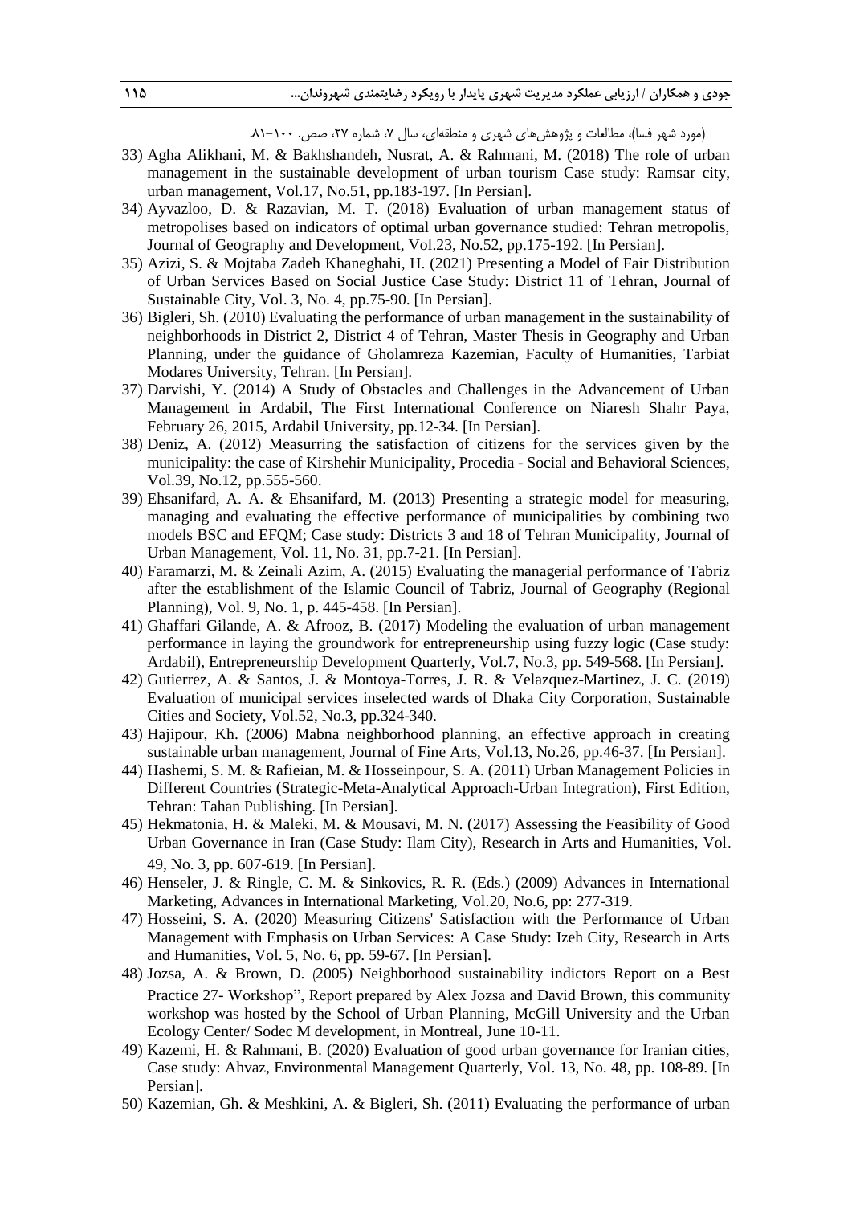(مورد شهر فسا)، مطالعات و پژوهش‌های شهری و منطقه‌ای، سال ۷، شماره ۲۷، صص. ۱۰۰-۸۱.

33) Agha Alikhani, M. & Bakhshandeh, Nusrat, A. & Rahmani, M. (2018) The role of urban management in the sustainable development of urban tourism Case study: Ramsar city, urban management, Vol.17, No.51, pp.183-197. [In Persian].
34) Ayvazloo, D. & Razavian, M. T. (2018) Evaluation of urban management status of metropolises based on indicators of optimal urban governance studied: Tehran metropolis, Journal of Geography and Development, Vol.23, No.52, pp.175-192. [In Persian].
35) Azizi, S. & Mojtaba Zadeh Khaneghahi, H. (2021) Presenting a Model of Fair Distribution of Urban Services Based on Social Justice Case Study: District 11 of Tehran, Journal of Sustainable City, Vol. 3, No. 4, pp.75-90. [In Persian].
36) Bigleri, Sh. (2010) Evaluating the performance of urban management in the sustainability of neighborhoods in District 2, District 4 of Tehran, Master Thesis in Geography and Urban Planning, under the guidance of Gholamreza Kazemian, Faculty of Humanities, Tarbiat Modares University, Tehran. [In Persian].
37) Darvishi, Y. (2014) A Study of Obstacles and Challenges in the Advancement of Urban Management in Ardabil, The First International Conference on Niaresh Shahr Paya, February 26, 2015, Ardabil University, pp.12-34. [In Persian].
38) Deniz, A. (2012) Measurring the satisfaction of citizens for the services given by the municipality: the case of Kirshehir Municipality, Procedia - Social and Behavioral Sciences, Vol.39, No.12, pp.555-560.
39) Ehsanifard, A. A. & Ehsanifard, M. (2013) Presenting a strategic model for measuring, managing and evaluating the effective performance of municipalities by combining two models BSC and EFQM; Case study: Districts 3 and 18 of Tehran Municipality, Journal of Urban Management, Vol. 11, No. 31, pp.7-21. [In Persian].
40) Faramarzi, M. & Zeinali Azim, A. (2015) Evaluating the managerial performance of Tabriz after the establishment of the Islamic Council of Tabriz, Journal of Geography (Regional Planning), Vol. 9, No. 1, p. 445-458. [In Persian].
41) Ghaffari Gilande, A. & Afrooz, B. (2017) Modeling the evaluation of urban management performance in laying the groundwork for entrepreneurship using fuzzy logic (Case study: Ardabil), Entrepreneurship Development Quarterly, Vol.7, No.3, pp. 549-568. [In Persian].
42) Gutierrez, A. & Santos, J. & Montoya-Torres, J. R. & Velazquez-Martinez, J. C. (2019) Evaluation of municipal services inselected wards of Dhaka City Corporation, Sustainable Cities and Society, Vol.52, No.3, pp.324-340.
43) Hajipour, Kh. (2006) Mabna neighborhood planning, an effective approach in creating sustainable urban management, Journal of Fine Arts, Vol.13, No.26, pp.46-37. [In Persian].
44) Hashemi, S. M. & Rafieian, M. & Hosseinpour, S. A. (2011) Urban Management Policies in Different Countries (Strategic-Meta-Analytical Approach-Urban Integration), First Edition, Tehran: Tahan Publishing. [In Persian].
45) Hekmatonia, H. & Maleki, M. & Mousavi, M. N. (2017) Assessing the Feasibility of Good Urban Governance in Iran (Case Study: Ilam City), Research in Arts and Humanities, Vol. 49, No. 3, pp. 607-619. [In Persian].
46) Henseler, J. & Ringle, C. M. & Sinkovics, R. R. (Eds.) (2009) Advances in International Marketing, Advances in International Marketing, Vol.20, No.6, pp: 277-319.
47) Hosseini, S. A. (2020) Measuring Citizens' Satisfaction with the Performance of Urban Management with Emphasis on Urban Services: A Case Study: Izeh City, Research in Arts and Humanities, Vol. 5, No. 6, pp. 59-67. [In Persian].
48) Jozsa, A. & Brown, D. (2005) Neighborhood sustainability indictors Report on a Best Practice 27- Workshop", Report prepared by Alex Jozsa and David Brown, this community workshop was hosted by the School of Urban Planning, McGill University and the Urban Ecology Center/ Sodec M development, in Montreal, June 10-11.
49) Kazemi, H. & Rahmani, B. (2020) Evaluation of good urban governance for Iranian cities, Case study: Ahvaz, Environmental Management Quarterly, Vol. 13, No. 48, pp. 108-89. [In Persian].
50) Kazemian, Gh. & Meshkini, A. & Bigleri, Sh. (2011) Evaluating the performance of urban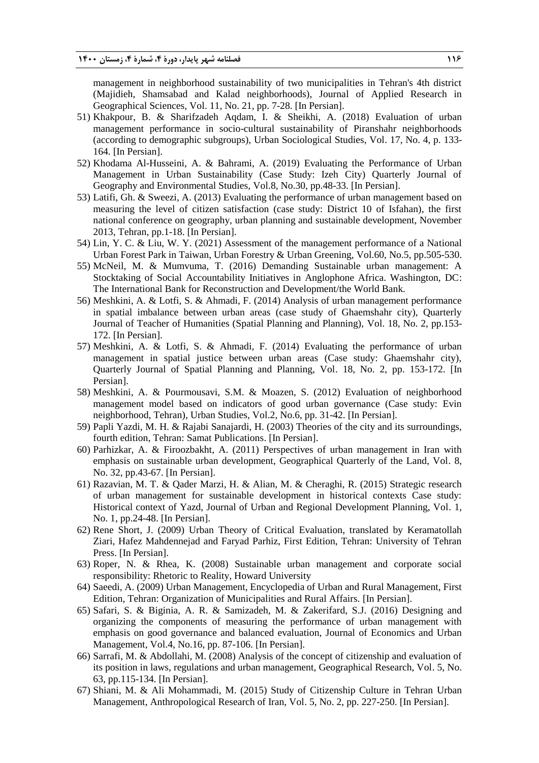management in neighborhood sustainability of two municipalities in Tehran's 4th district (Majidieh, Shamsabad and Kalad neighborhoods), Journal of Applied Research in Geographical Sciences, Vol. 11, No. 21, pp. 7-28. [In Persian].

51) Khakpour, B. & Sharifzadeh Aqdam, I. & Sheikhi, A. (2018) Evaluation of urban management performance in socio-cultural sustainability of Piranshahr neighborhoods (according to demographic subgroups), Urban Sociological Studies, Vol. 17, No. 4, p. 133-164. [In Persian].
52) Khodama Al-Husseini, A. & Bahrami, A. (2019) Evaluating the Performance of Urban Management in Urban Sustainability (Case Study: Izeh City) Quarterly Journal of Geography and Environmental Studies, Vol.8, No.30, pp.48-33. [In Persian].
53) Latifi, Gh. & Sweezi, A. (2013) Evaluating the performance of urban management based on measuring the level of citizen satisfaction (case study: District 10 of Isfahan), the first national conference on geography, urban planning and sustainable development, November 2013, Tehran, pp.1-18. [In Persian].
54) Lin, Y. C. & Liu, W. Y. (2021) Assessment of the management performance of a National Urban Forest Park in Taiwan, Urban Forestry & Urban Greening, Vol.60, No.5, pp.505-530.
55) McNeil, M. & Mumvuma, T. (2016) Demanding Sustainable urban management: A Stocktaking of Social Accountability Initiatives in Anglophone Africa. Washington, DC: The International Bank for Reconstruction and Development/the World Bank.
56) Meshkini, A. & Lotfi, S. & Ahmadi, F. (2014) Analysis of urban management performance in spatial imbalance between urban areas (case study of Ghaemshahr city), Quarterly Journal of Teacher of Humanities (Spatial Planning and Planning), Vol. 18, No. 2, pp.153-172. [In Persian].
57) Meshkini, A. & Lotfi, S. & Ahmadi, F. (2014) Evaluating the performance of urban management in spatial justice between urban areas (Case study: Ghaemshahr city), Quarterly Journal of Spatial Planning and Planning, Vol. 18, No. 2, pp. 153-172. [In Persian].
58) Meshkini, A. & Pourmousavi, S.M. & Moazen, S. (2012) Evaluation of neighborhood management model based on indicators of good urban governance (Case study: Evin neighborhood, Tehran), Urban Studies, Vol.2, No.6, pp. 31-42. [In Persian].
59) Papli Yazdi, M. H. & Rajabi Sanajardi, H. (2003) Theories of the city and its surroundings, fourth edition, Tehran: Samat Publications. [In Persian].
60) Parhizkar, A. & Firoozbakht, A. (2011) Perspectives of urban management in Iran with emphasis on sustainable urban development, Geographical Quarterly of the Land, Vol. 8, No. 32, pp.43-67. [In Persian].
61) Razavian, M. T. & Qader Marzi, H. & Alian, M. & Cheraghi, R. (2015) Strategic research of urban management for sustainable development in historical contexts Case study: Historical context of Yazd, Journal of Urban and Regional Development Planning, Vol. 1, No. 1, pp.24-48. [In Persian].
62) Rene Short, J. (2009) Urban Theory of Critical Evaluation, translated by Keramatollah Ziari, Hafez Mahdennejad and Faryad Parhiz, First Edition, Tehran: University of Tehran Press. [In Persian].
63) Roper, N. & Rhea, K. (2008) Sustainable urban management and corporate social responsibility: Rhetoric to Reality, Howard University
64) Saeedi, A. (2009) Urban Management, Encyclopedia of Urban and Rural Management, First Edition, Tehran: Organization of Municipalities and Rural Affairs. [In Persian].
65) Safari, S. & Biginia, A. R. & Samizadeh, M. & Zakerifard, S.J. (2016) Designing and organizing the components of measuring the performance of urban management with emphasis on good governance and balanced evaluation, Journal of Economics and Urban Management, Vol.4, No.16, pp. 87-106. [In Persian].
66) Sarrafi, M. & Abdollahi, M. (2008) Analysis of the concept of citizenship and evaluation of its position in laws, regulations and urban management, Geographical Research, Vol. 5, No. 63, pp.115-134. [In Persian].
67) Shiani, M. & Ali Mohammadi, M. (2015) Study of Citizenship Culture in Tehran Urban Management, Anthropological Research of Iran, Vol. 5, No. 2, pp. 227-250. [In Persian].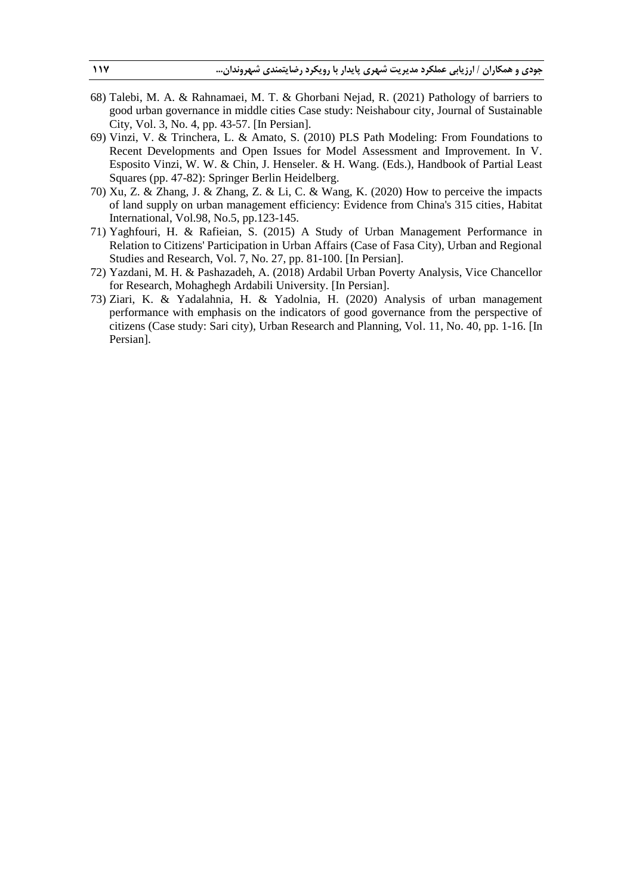68) Talebi, M. A. & Rahnamaei, M. T. & Ghorbani Nejad, R. (2021) Pathology of barriers to good urban governance in middle cities Case study: Neishabour city, Journal of Sustainable City, Vol. 3, No. 4, pp. 43-57. [In Persian].
69) Vinzi, V. & Trinchera, L. & Amato, S. (2010) PLS Path Modeling: From Foundations to Recent Developments and Open Issues for Model Assessment and Improvement. In V. Esposito Vinzi, W. W. & Chin, J. Henseler. & H. Wang. (Eds.), Handbook of Partial Least Squares (pp. 47-82): Springer Berlin Heidelberg.
70) Xu, Z. & Zhang, J. & Zhang, Z. & Li, C. & Wang, K. (2020) How to perceive the impacts of land supply on urban management efficiency: Evidence from China's 315 cities, Habitat International, Vol.98, No.5, pp.123-145.
71) Yaghfouri, H. & Rafieian, S. (2015) A Study of Urban Management Performance in Relation to Citizens' Participation in Urban Affairs (Case of Fasa City), Urban and Regional Studies and Research, Vol. 7, No. 27, pp. 81-100. [In Persian].
72) Yazdani, M. H. & Pashazadeh, A. (2018) Ardabil Urban Poverty Analysis, Vice Chancellor for Research, Mohaghegh Ardabili University. [In Persian].
73) Ziari, K. & Yadalahnia, H. & Yadolnia, H. (2020) Analysis of urban management performance with emphasis on the indicators of good governance from the perspective of citizens (Case study: Sari city), Urban Research and Planning, Vol. 11, No. 40, pp. 1-16. [In Persian].